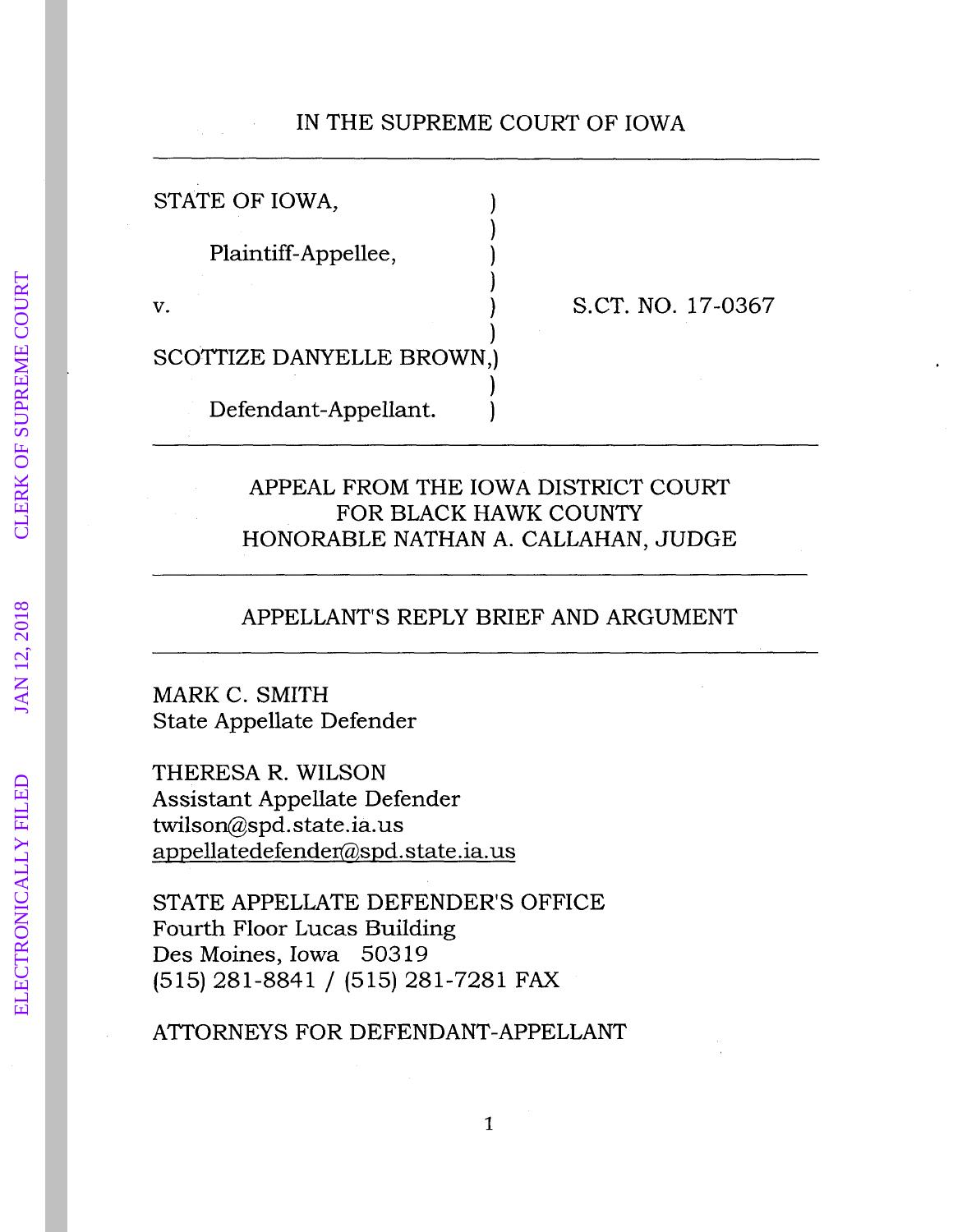IN THE SUPREME COURT OF IOWA

---

STATE OF IOWA, )
)
Plaintiff-Appellee, )
)
v. ) S.CT. NO. 17-0367
)
SCOTTIZE DANYELLE BROWN,)
)
Defendant-Appellant. )

---

APPEAL FROM THE IOWA DISTRICT COURT
FOR BLACK HAWK COUNTY
HONORABLE NATHAN A. CALLAHAN, JUDGE

---

APPELLANT'S REPLY BRIEF AND ARGUMENT

---

MARK C. SMITH
State Appellate Defender

THERESA R. WILSON
Assistant Appellate Defender
twilson@spd.state.ia.us
appellatedefender@spd.state.ia.us

STATE APPELLATE DEFENDER'S OFFICE
Fourth Floor Lucas Building
Des Moines, Iowa 50319
(515) 281-8841 / (515) 281-7281 FAX

ATTORNEYS FOR DEFENDANT-APPELLANT

ELECTRONICALLY FILED JAN 12, 2018 CLERK OF SUPREME COURT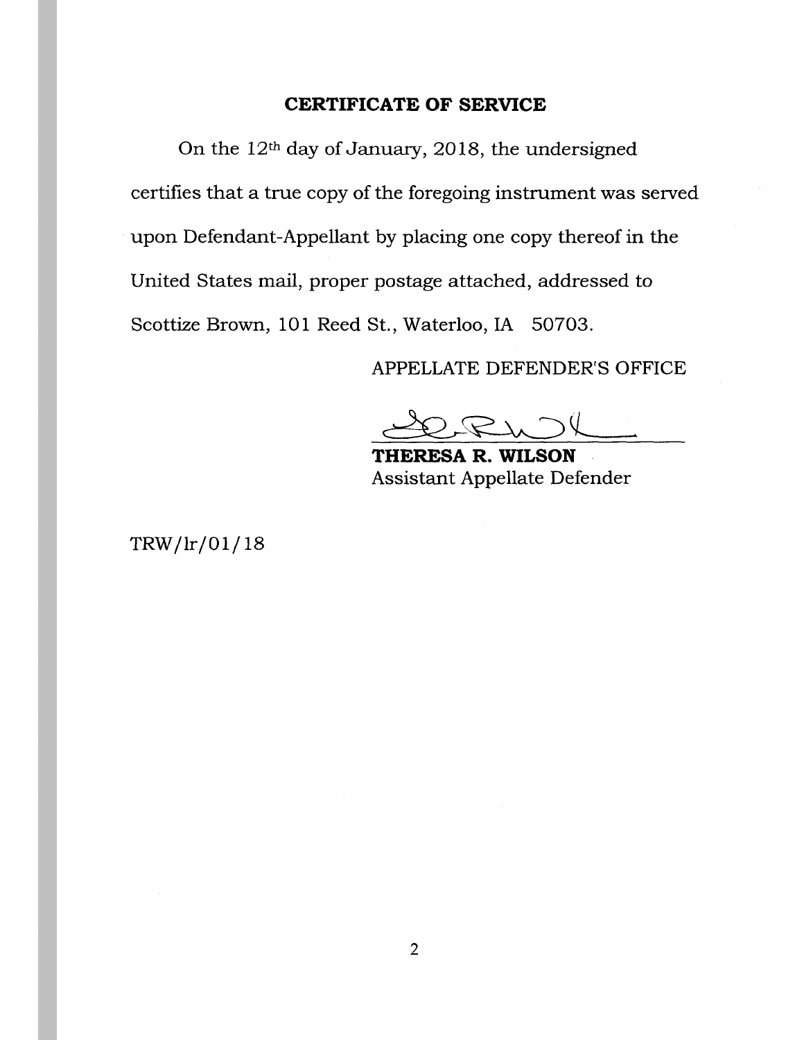## CERTIFICATE OF SERVICE

On the 12th day of January, 2018, the undersigned certifies that a true copy of the foregoing instrument was served upon Defendant-Appellant by placing one copy thereof in the United States mail, proper postage attached, addressed to Scottize Brown, 101 Reed St., Waterloo, IA 50703.

APPELLATE DEFENDER'S OFFICE

**THERESA R. WILSON**
Assistant Appellate Defender

TRW/lr/01/18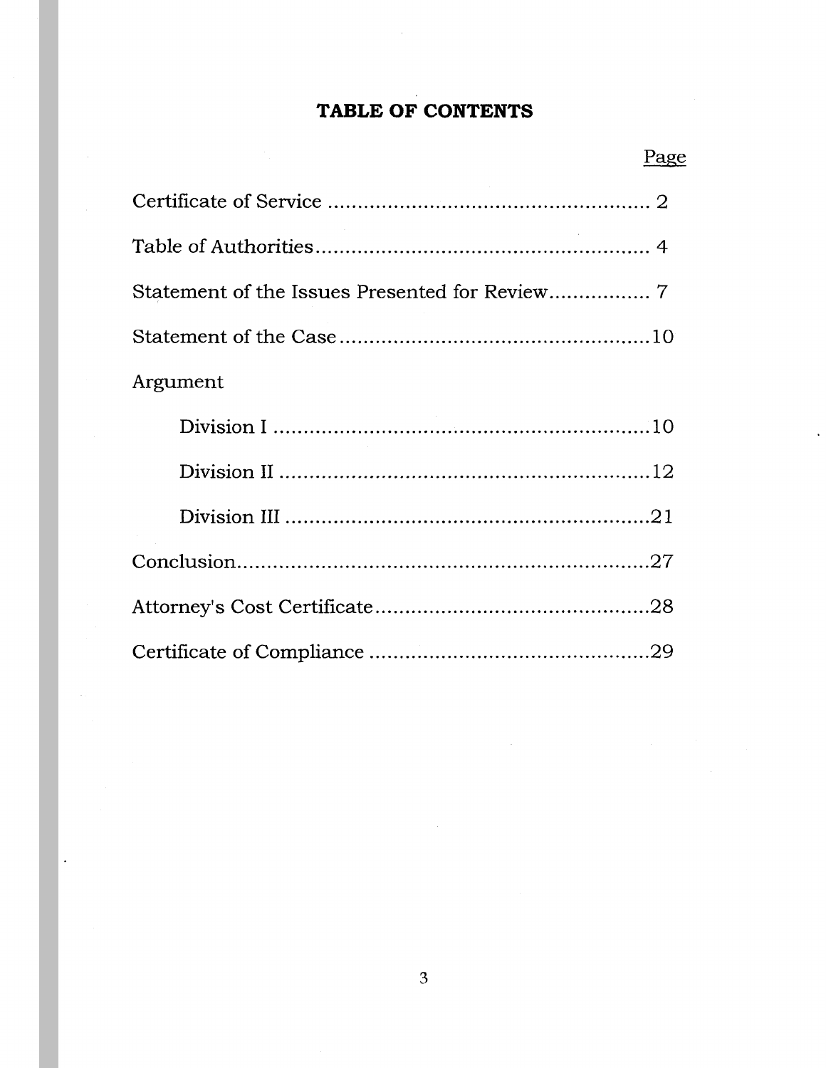# TABLE OF CONTENTS

| | Page |
|---|---|
| Certificate of Service | 2 |
| Table of Authorities | 4 |
| Statement of the Issues Presented for Review | 7 |
| Statement of the Case | 10 |
| Argument | |
| Division I | 10 |
| Division II | 12 |
| Division III | 21 |
| Conclusion | 27 |
| Attorney's Cost Certificate | 28 |
| Certificate of Compliance | 29 |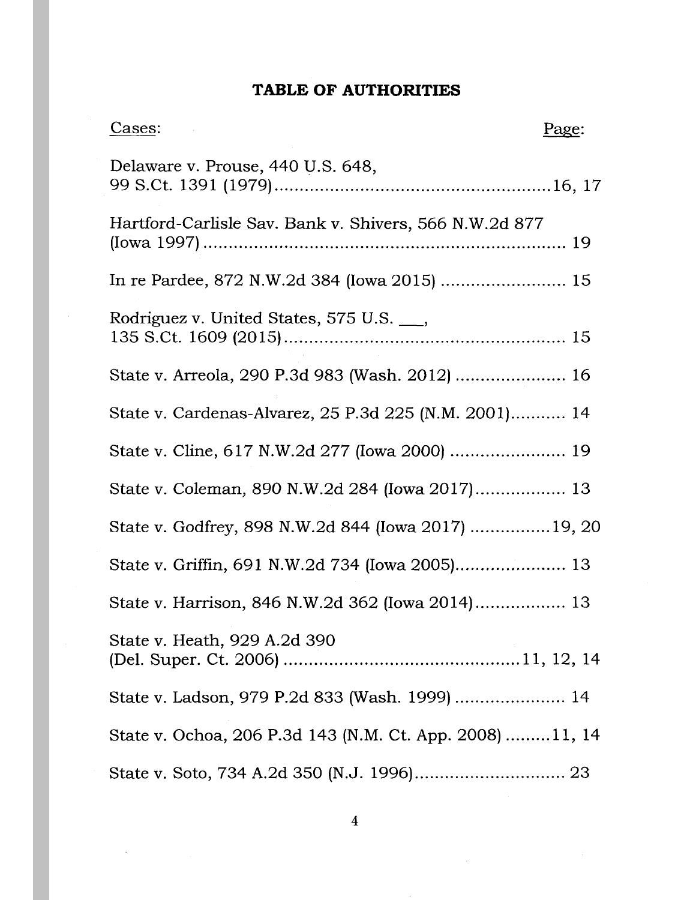## TABLE OF AUTHORITIES

| Cases: | Page: |
|---|---|
| Delaware v. Prouse, 440 U.S. 648, 99 S.Ct. 1391 (1979) | 16, 17 |
| Hartford-Carlisle Sav. Bank v. Shivers, 566 N.W.2d 877 (Iowa 1997) | 19 |
| In re Pardee, 872 N.W.2d 384 (Iowa 2015) | 15 |
| Rodriguez v. United States, 575 U.S. \_\_\_, 135 S.Ct. 1609 (2015) | 15 |
| State v. Arreola, 290 P.3d 983 (Wash. 2012) | 16 |
| State v. Cardenas-Alvarez, 25 P.3d 225 (N.M. 2001) | 14 |
| State v. Cline, 617 N.W.2d 277 (Iowa 2000) | 19 |
| State v. Coleman, 890 N.W.2d 284 (Iowa 2017) | 13 |
| State v. Godfrey, 898 N.W.2d 844 (Iowa 2017) | 19, 20 |
| State v. Griffin, 691 N.W.2d 734 (Iowa 2005) | 13 |
| State v. Harrison, 846 N.W.2d 362 (Iowa 2014) | 13 |
| State v. Heath, 929 A.2d 390 (Del. Super. Ct. 2006) | 11, 12, 14 |
| State v. Ladson, 979 P.2d 833 (Wash. 1999) | 14 |
| State v. Ochoa, 206 P.3d 143 (N.M. Ct. App. 2008) | 11, 14 |
| State v. Soto, 734 A.2d 350 (N.J. 1996) | 23 |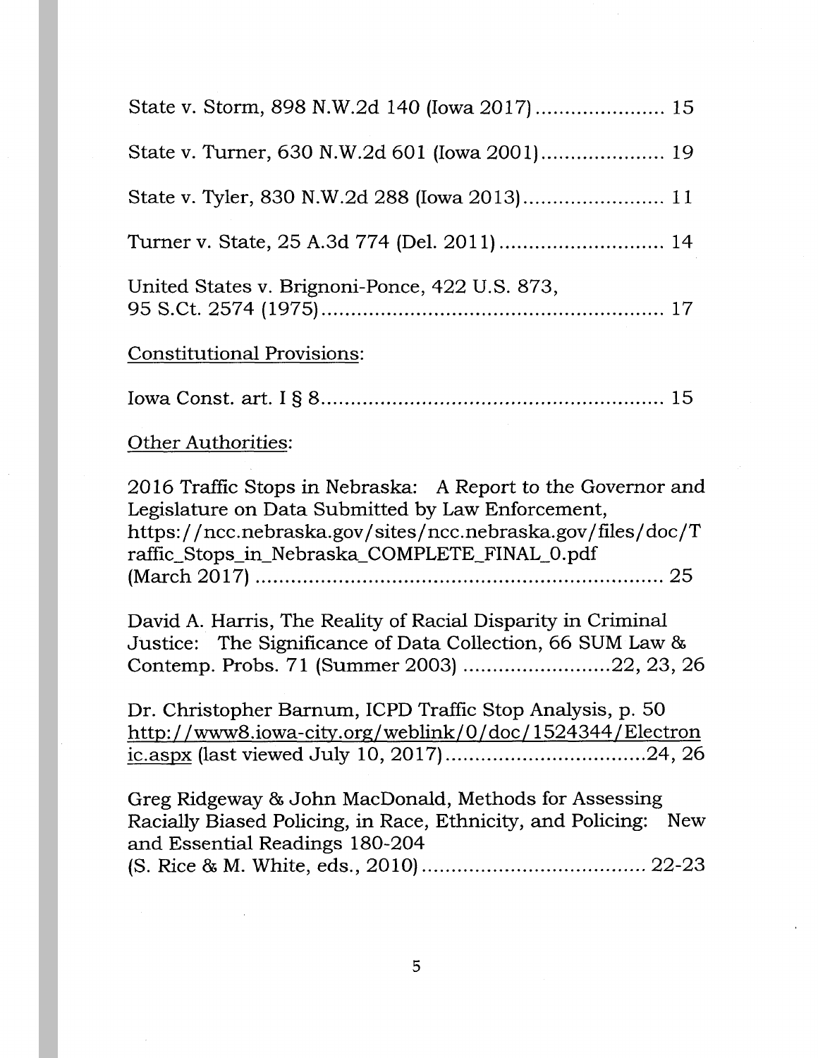State v. Storm, 898 N.W.2d 140 (Iowa 2017)...................... 15

State v. Turner, 630 N.W.2d 601 (Iowa 2001)..................... 19

State v. Tyler, 830 N.W.2d 288 (Iowa 2013)........................ 11

Turner v. State, 25 A.3d 774 (Del. 2011)............................ 14

United States v. Brignoni-Ponce, 422 U.S. 873, 95 S.Ct. 2574 (1975).......................................................... 17

Constitutional Provisions:

Iowa Const. art. I § 8.......................................................... 15

Other Authorities:

2016 Traffic Stops in Nebraska: A Report to the Governor and Legislature on Data Submitted by Law Enforcement, https://ncc.nebraska.gov/sites/ncc.nebraska.gov/files/doc/Traffic_Stops_in_Nebraska_COMPLETE_FINAL_0.pdf (March 2017) .................................................................... 25

David A. Harris, The Reality of Racial Disparity in Criminal Justice: The Significance of Data Collection, 66 SUM Law & Contemp. Probs. 71 (Summer 2003) .........................22, 23, 26

Dr. Christopher Barnum, ICPD Traffic Stop Analysis, p. 50 http://www8.iowa-city.org/weblink/0/doc/1524344/Electronic.aspx (last viewed July 10, 2017)..................................24, 26

Greg Ridgeway & John MacDonald, Methods for Assessing Racially Biased Policing, in Race, Ethnicity, and Policing: New and Essential Readings 180-204 (S. Rice & M. White, eds., 2010)...................................... 22-23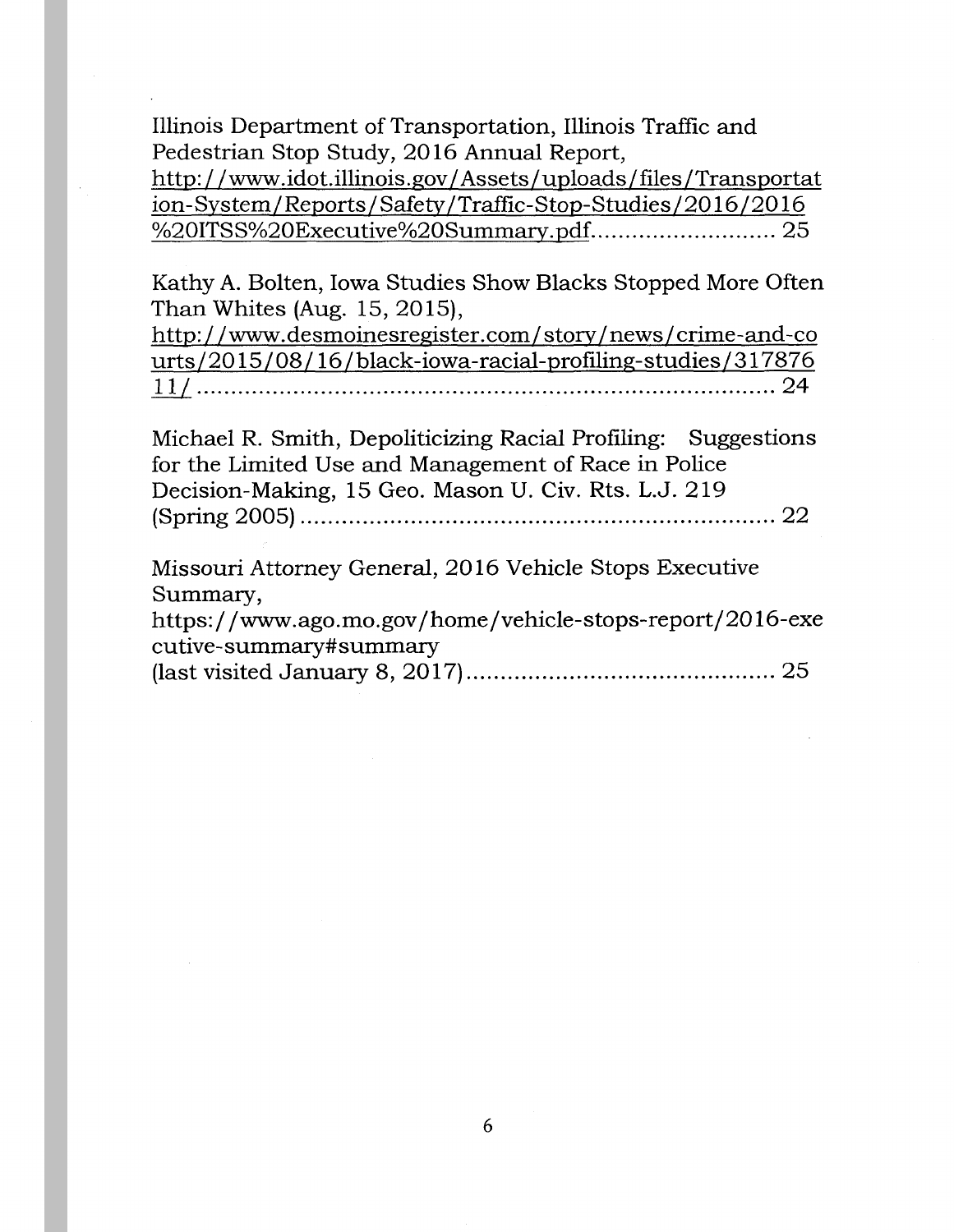Illinois Department of Transportation, Illinois Traffic and Pedestrian Stop Study, 2016 Annual Report, http://www.idot.illinois.gov/Assets/uploads/files/Transportation-System/Reports/Safety/Traffic-Stop-Studies/2016/2016%20ITSS%20Executive%20Summary.pdf.......................... 25

Kathy A. Bolten, Iowa Studies Show Blacks Stopped More Often Than Whites (Aug. 15, 2015), http://www.desmoinesregister.com/story/news/crime-and-courts/2015/08/16/black-iowa-racial-profiling-studies/31787611/........................................................................ 24

Michael R. Smith, Depoliticizing Racial Profiling: Suggestions for the Limited Use and Management of Race in Police Decision-Making, 15 Geo. Mason U. Civ. Rts. L.J. 219 (Spring 2005)...................................................................... 22

Missouri Attorney General, 2016 Vehicle Stops Executive Summary, https://www.ago.mo.gov/home/vehicle-stops-report/2016-executive-summary#summary (last visited January 8, 2017)............................................ 25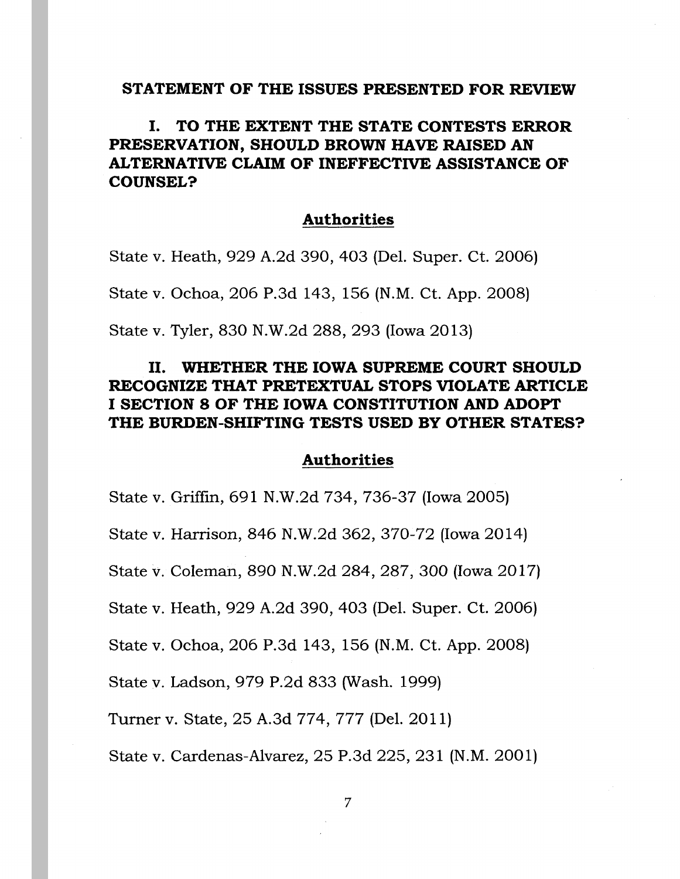## STATEMENT OF THE ISSUES PRESENTED FOR REVIEW

### I. TO THE EXTENT THE STATE CONTESTS ERROR PRESERVATION, SHOULD BROWN HAVE RAISED AN ALTERNATIVE CLAIM OF INEFFECTIVE ASSISTANCE OF COUNSEL?

**Authorities**

State v. Heath, 929 A.2d 390, 403 (Del. Super. Ct. 2006)

State v. Ochoa, 206 P.3d 143, 156 (N.M. Ct. App. 2008)

State v. Tyler, 830 N.W.2d 288, 293 (Iowa 2013)

### II. WHETHER THE IOWA SUPREME COURT SHOULD RECOGNIZE THAT PRETEXTUAL STOPS VIOLATE ARTICLE I SECTION 8 OF THE IOWA CONSTITUTION AND ADOPT THE BURDEN-SHIFTING TESTS USED BY OTHER STATES?

**Authorities**

State v. Griffin, 691 N.W.2d 734, 736-37 (Iowa 2005)

State v. Harrison, 846 N.W.2d 362, 370-72 (Iowa 2014)

State v. Coleman, 890 N.W.2d 284, 287, 300 (Iowa 2017)

State v. Heath, 929 A.2d 390, 403 (Del. Super. Ct. 2006)

State v. Ochoa, 206 P.3d 143, 156 (N.M. Ct. App. 2008)

State v. Ladson, 979 P.2d 833 (Wash. 1999)

Turner v. State, 25 A.3d 774, 777 (Del. 2011)

State v. Cardenas-Alvarez, 25 P.3d 225, 231 (N.M. 2001)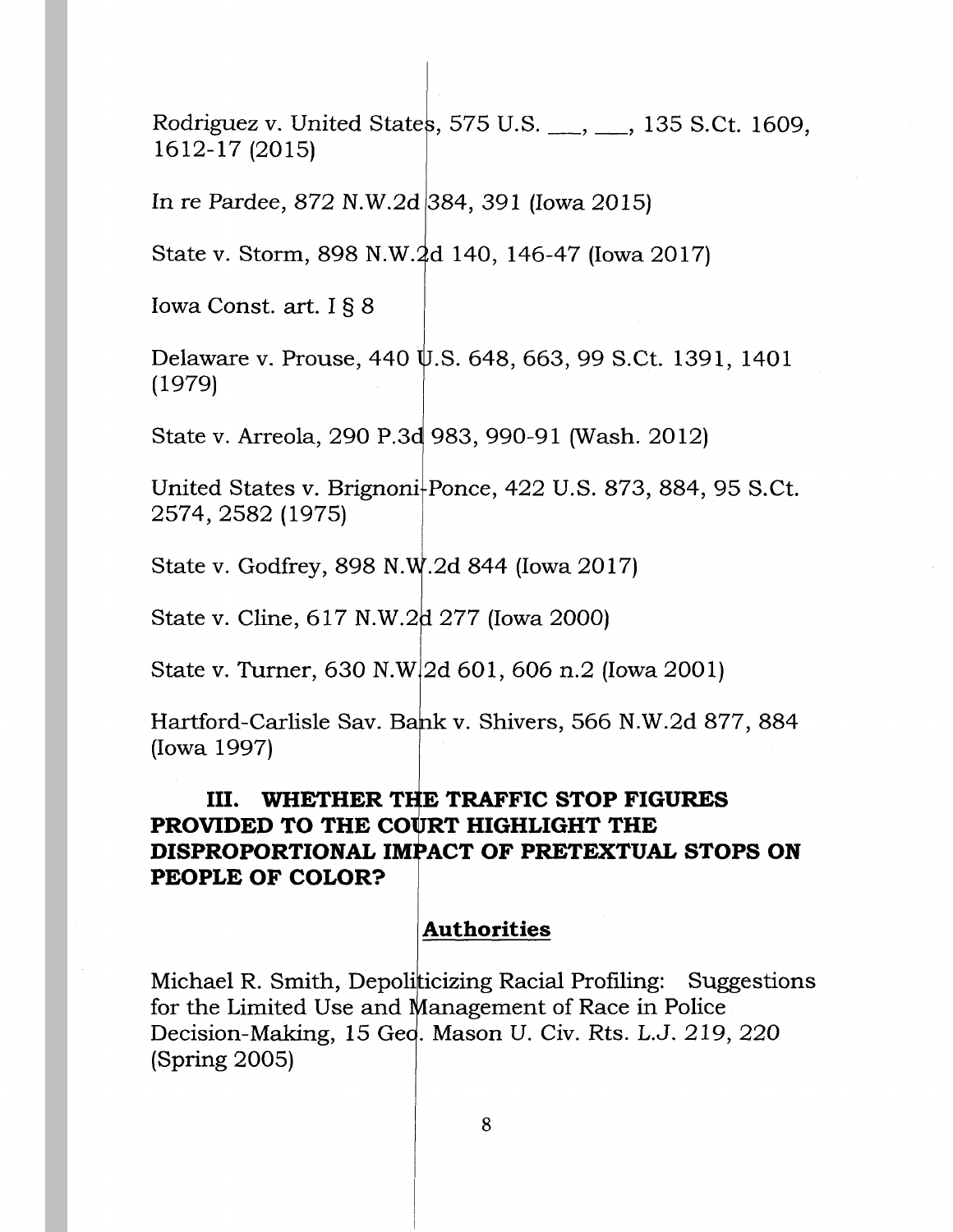Rodriguez v. United States, 575 U.S. \_\_\_, \_\_\_, 135 S.Ct. 1609, 1612-17 (2015)

In re Pardee, 872 N.W.2d 384, 391 (Iowa 2015)

State v. Storm, 898 N.W.2d 140, 146-47 (Iowa 2017)

Iowa Const. art. I § 8

Delaware v. Prouse, 440 U.S. 648, 663, 99 S.Ct. 1391, 1401 (1979)

State v. Arreola, 290 P.3d 983, 990-91 (Wash. 2012)

United States v. Brignoni-Ponce, 422 U.S. 873, 884, 95 S.Ct. 2574, 2582 (1975)

State v. Godfrey, 898 N.W.2d 844 (Iowa 2017)

State v. Cline, 617 N.W.2d 277 (Iowa 2000)

State v. Turner, 630 N.W.2d 601, 606 n.2 (Iowa 2001)

Hartford-Carlisle Sav. Bank v. Shivers, 566 N.W.2d 877, 884 (Iowa 1997)

### III. WHETHER THE TRAFFIC STOP FIGURES PROVIDED TO THE COURT HIGHLIGHT THE DISPROPORTIONAL IMPACT OF PRETEXTUAL STOPS ON PEOPLE OF COLOR?

**Authorities**

Michael R. Smith, Depoliticizing Racial Profiling: Suggestions for the Limited Use and Management of Race in Police Decision-Making, 15 Geo. Mason U. Civ. Rts. L.J. 219, 220 (Spring 2005)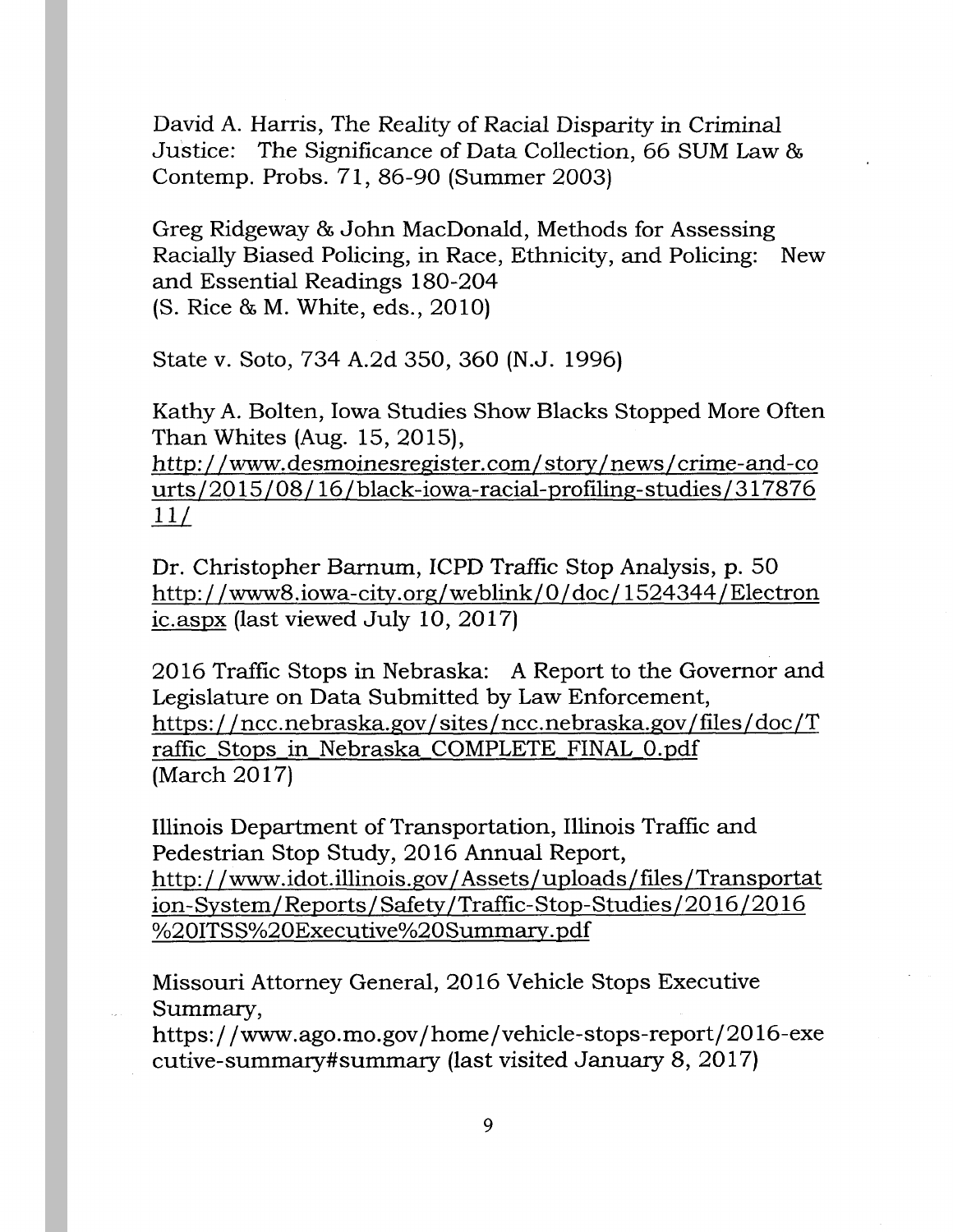David A. Harris, The Reality of Racial Disparity in Criminal Justice: The Significance of Data Collection, 66 SUM Law & Contemp. Probs. 71, 86-90 (Summer 2003)

Greg Ridgeway & John MacDonald, Methods for Assessing Racially Biased Policing, in Race, Ethnicity, and Policing: New and Essential Readings 180-204 (S. Rice & M. White, eds., 2010)

State v. Soto, 734 A.2d 350, 360 (N.J. 1996)

Kathy A. Bolten, Iowa Studies Show Blacks Stopped More Often Than Whites (Aug. 15, 2015), http://www.desmoinesregister.com/story/news/crime-and-courts/2015/08/16/black-iowa-racial-profiling-studies/31787611/

Dr. Christopher Barnum, ICPD Traffic Stop Analysis, p. 50 http://www8.iowa-city.org/weblink/0/doc/1524344/Electronic.aspx (last viewed July 10, 2017)

2016 Traffic Stops in Nebraska: A Report to the Governor and Legislature on Data Submitted by Law Enforcement, https://ncc.nebraska.gov/sites/ncc.nebraska.gov/files/doc/Traffic_Stops_in_Nebraska_COMPLETE_FINAL_0.pdf (March 2017)

Illinois Department of Transportation, Illinois Traffic and Pedestrian Stop Study, 2016 Annual Report, http://www.idot.illinois.gov/Assets/uploads/files/Transportation-System/Reports/Safety/Traffic-Stop-Studies/2016/2016%20ITSS%20Executive%20Summary.pdf

Missouri Attorney General, 2016 Vehicle Stops Executive Summary, https://www.ago.mo.gov/home/vehicle-stops-report/2016-executive-summary#summary (last visited January 8, 2017)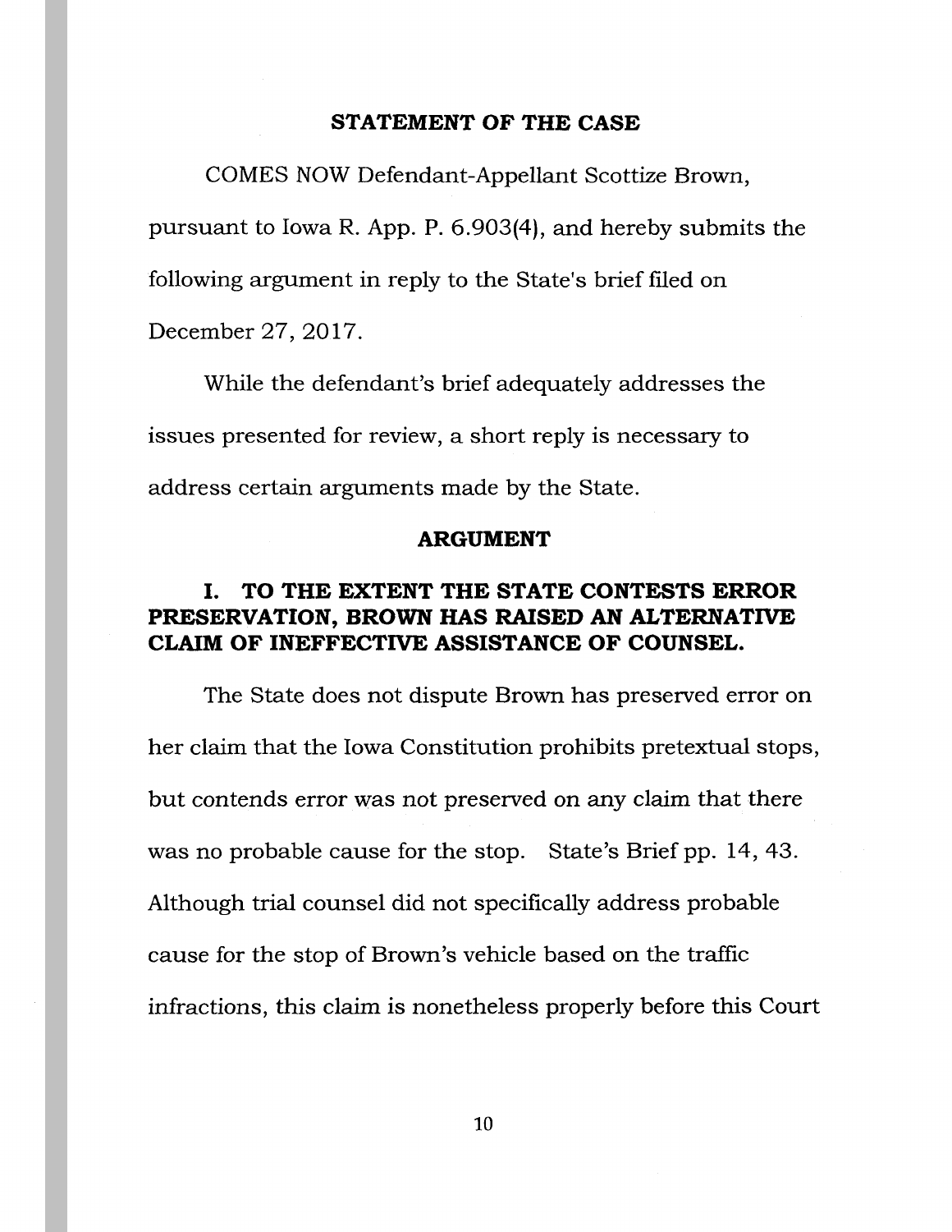## STATEMENT OF THE CASE

COMES NOW Defendant-Appellant Scottize Brown, pursuant to Iowa R. App. P. 6.903(4), and hereby submits the following argument in reply to the State's brief filed on December 27, 2017.

While the defendant's brief adequately addresses the issues presented for review, a short reply is necessary to address certain arguments made by the State.

## ARGUMENT

### I. TO THE EXTENT THE STATE CONTESTS ERROR PRESERVATION, BROWN HAS RAISED AN ALTERNATIVE CLAIM OF INEFFECTIVE ASSISTANCE OF COUNSEL.

The State does not dispute Brown has preserved error on her claim that the Iowa Constitution prohibits pretextual stops, but contends error was not preserved on any claim that there was no probable cause for the stop. State's Brief pp. 14, 43. Although trial counsel did not specifically address probable cause for the stop of Brown's vehicle based on the traffic infractions, this claim is nonetheless properly before this Court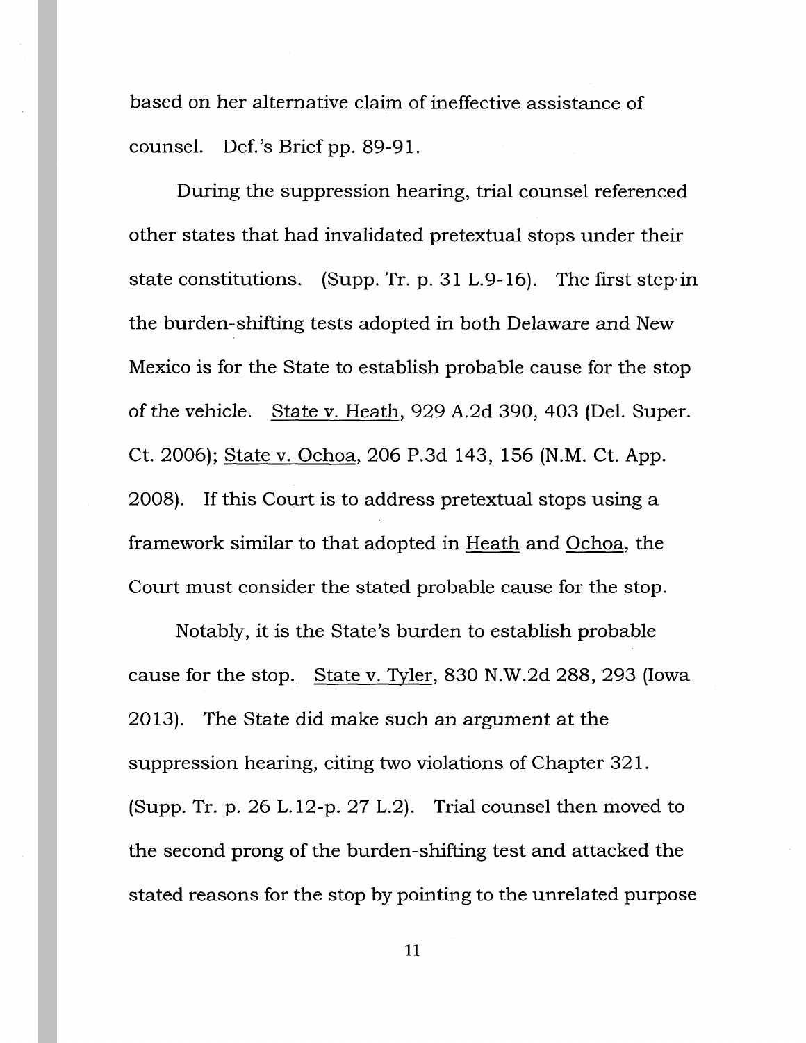based on her alternative claim of ineffective assistance of counsel. Def.'s Brief pp. 89-91.

During the suppression hearing, trial counsel referenced other states that had invalidated pretextual stops under their state constitutions. (Supp. Tr. p. 31 L.9-16). The first step in the burden-shifting tests adopted in both Delaware and New Mexico is for the State to establish probable cause for the stop of the vehicle. State v. Heath, 929 A.2d 390, 403 (Del. Super. Ct. 2006); State v. Ochoa, 206 P.3d 143, 156 (N.M. Ct. App. 2008). If this Court is to address pretextual stops using a framework similar to that adopted in Heath and Ochoa, the Court must consider the stated probable cause for the stop.

Notably, it is the State's burden to establish probable cause for the stop. State v. Tyler, 830 N.W.2d 288, 293 (Iowa 2013). The State did make such an argument at the suppression hearing, citing two violations of Chapter 321. (Supp. Tr. p. 26 L.12-p. 27 L.2). Trial counsel then moved to the second prong of the burden-shifting test and attacked the stated reasons for the stop by pointing to the unrelated purpose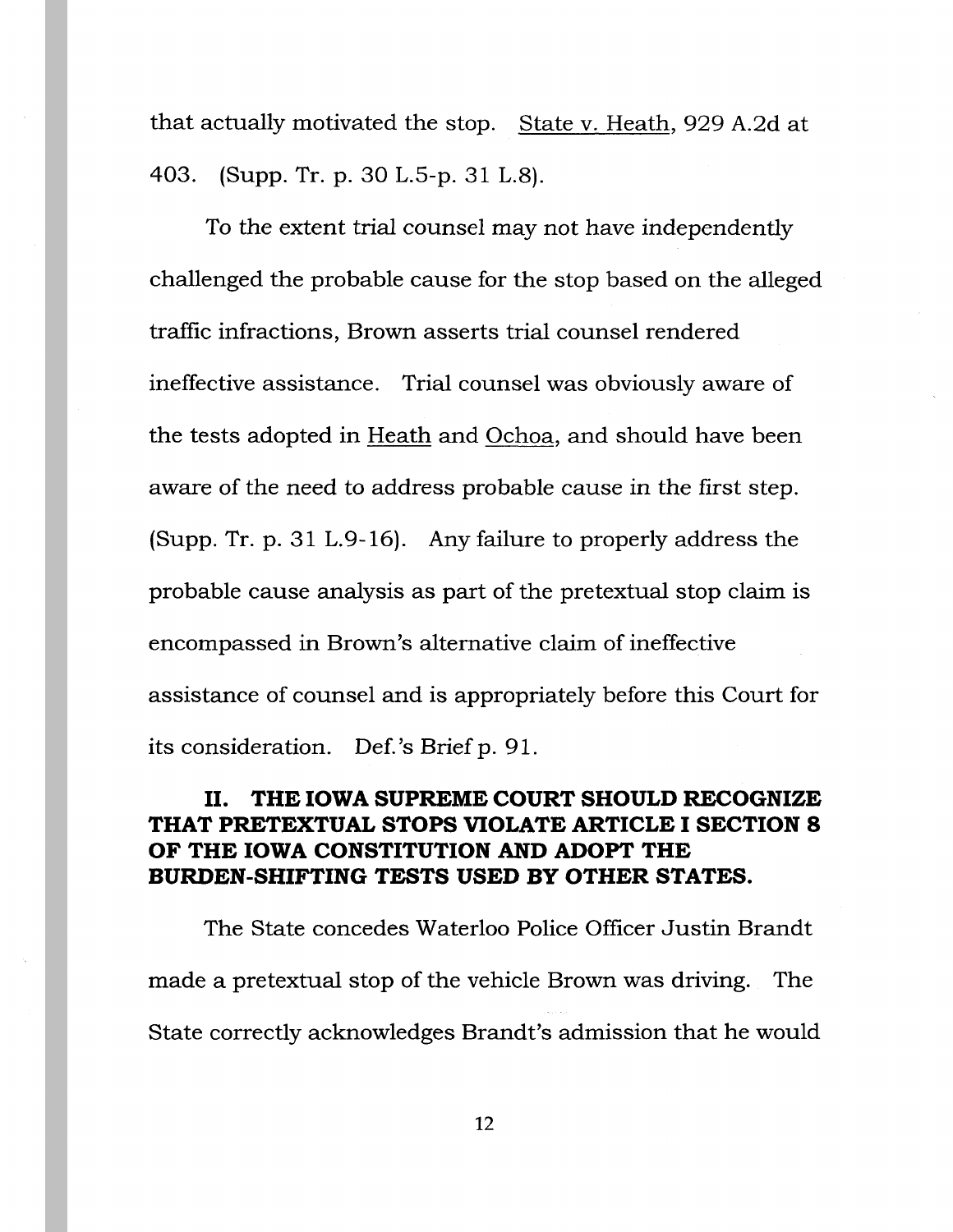that actually motivated the stop. State v. Heath, 929 A.2d at 403. (Supp. Tr. p. 30 L.5-p. 31 L.8).

To the extent trial counsel may not have independently challenged the probable cause for the stop based on the alleged traffic infractions, Brown asserts trial counsel rendered ineffective assistance. Trial counsel was obviously aware of the tests adopted in Heath and Ochoa, and should have been aware of the need to address probable cause in the first step. (Supp. Tr. p. 31 L.9-16). Any failure to properly address the probable cause analysis as part of the pretextual stop claim is encompassed in Brown's alternative claim of ineffective assistance of counsel and is appropriately before this Court for its consideration. Def.'s Brief p. 91.

## II. THE IOWA SUPREME COURT SHOULD RECOGNIZE THAT PRETEXTUAL STOPS VIOLATE ARTICLE I SECTION 8 OF THE IOWA CONSTITUTION AND ADOPT THE BURDEN-SHIFTING TESTS USED BY OTHER STATES.

The State concedes Waterloo Police Officer Justin Brandt made a pretextual stop of the vehicle Brown was driving. The State correctly acknowledges Brandt's admission that he would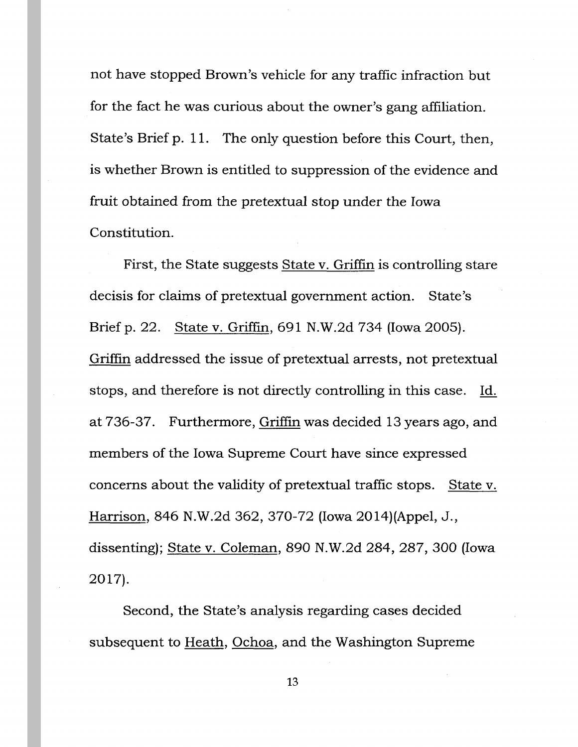not have stopped Brown's vehicle for any traffic infraction but for the fact he was curious about the owner's gang affiliation. State's Brief p. 11. The only question before this Court, then, is whether Brown is entitled to suppression of the evidence and fruit obtained from the pretextual stop under the Iowa Constitution.

First, the State suggests State v. Griffin is controlling stare decisis for claims of pretextual government action. State's Brief p. 22. State v. Griffin, 691 N.W.2d 734 (Iowa 2005). Griffin addressed the issue of pretextual arrests, not pretextual stops, and therefore is not directly controlling in this case. Id. at 736-37. Furthermore, Griffin was decided 13 years ago, and members of the Iowa Supreme Court have since expressed concerns about the validity of pretextual traffic stops. State v. Harrison, 846 N.W.2d 362, 370-72 (Iowa 2014)(Appel, J., dissenting); State v. Coleman, 890 N.W.2d 284, 287, 300 (Iowa 2017).

Second, the State's analysis regarding cases decided subsequent to Heath, Ochoa, and the Washington Supreme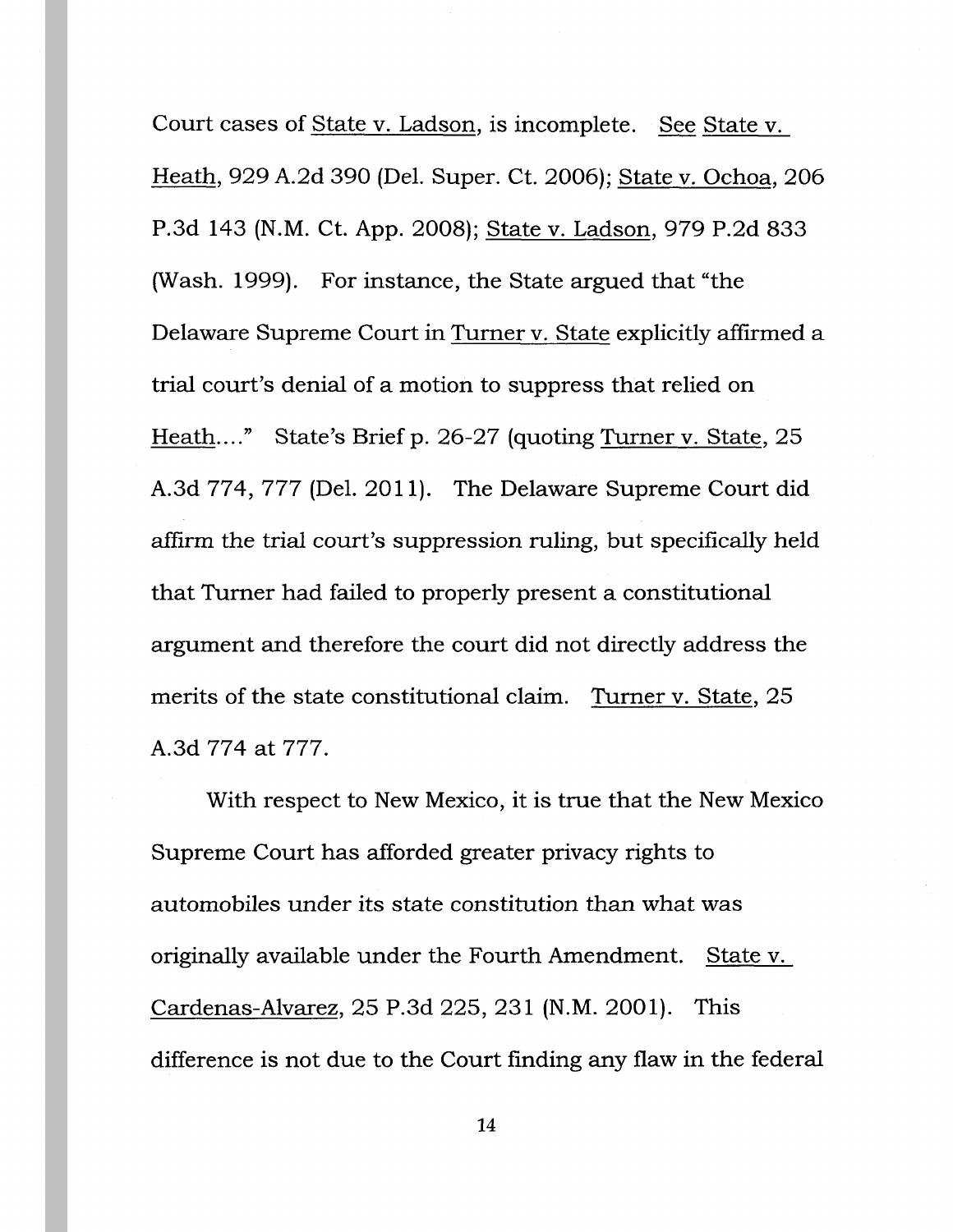Court cases of <u>State v. Ladson</u>, is incomplete. <u>See</u> <u>State v. Heath</u>, 929 A.2d 390 (Del. Super. Ct. 2006); <u>State v. Ochoa</u>, 206 P.3d 143 (N.M. Ct. App. 2008); <u>State v. Ladson</u>, 979 P.2d 833 (Wash. 1999). For instance, the State argued that "the Delaware Supreme Court in <u>Turner v. State</u> explicitly affirmed a trial court's denial of a motion to suppress that relied on <u>Heath</u>...." State's Brief p. 26-27 (quoting <u>Turner v. State</u>, 25 A.3d 774, 777 (Del. 2011). The Delaware Supreme Court did affirm the trial court's suppression ruling, but specifically held that Turner had failed to properly present a constitutional argument and therefore the court did not directly address the merits of the state constitutional claim. <u>Turner v. State</u>, 25 A.3d 774 at 777.

With respect to New Mexico, it is true that the New Mexico Supreme Court has afforded greater privacy rights to automobiles under its state constitution than what was originally available under the Fourth Amendment. <u>State v. Cardenas-Alvarez</u>, 25 P.3d 225, 231 (N.M. 2001). This difference is not due to the Court finding any flaw in the federal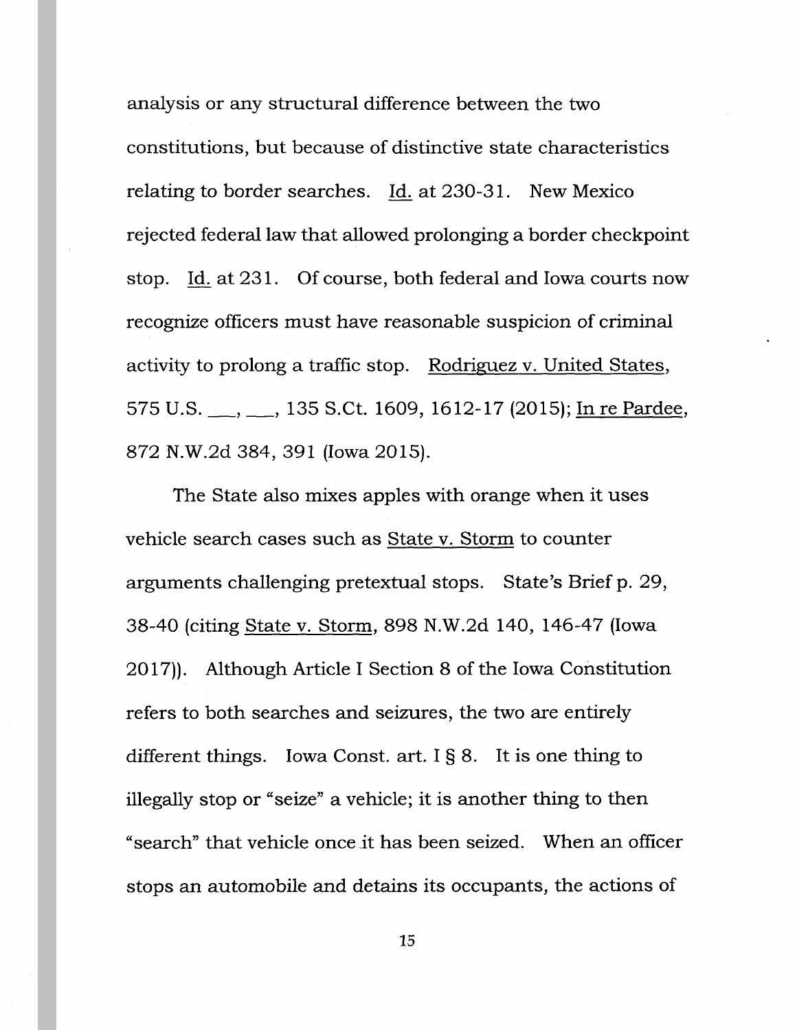analysis or any structural difference between the two constitutions, but because of distinctive state characteristics relating to border searches. Id. at 230-31. New Mexico rejected federal law that allowed prolonging a border checkpoint stop. Id. at 231. Of course, both federal and Iowa courts now recognize officers must have reasonable suspicion of criminal activity to prolong a traffic stop. Rodriguez v. United States, 575 U.S. ___, ___, 135 S.Ct. 1609, 1612-17 (2015); In re Pardee, 872 N.W.2d 384, 391 (Iowa 2015).

The State also mixes apples with orange when it uses vehicle search cases such as State v. Storm to counter arguments challenging pretextual stops. State's Brief p. 29, 38-40 (citing State v. Storm, 898 N.W.2d 140, 146-47 (Iowa 2017)). Although Article I Section 8 of the Iowa Constitution refers to both searches and seizures, the two are entirely different things. Iowa Const. art. I § 8. It is one thing to illegally stop or "seize" a vehicle; it is another thing to then "search" that vehicle once it has been seized. When an officer stops an automobile and detains its occupants, the actions of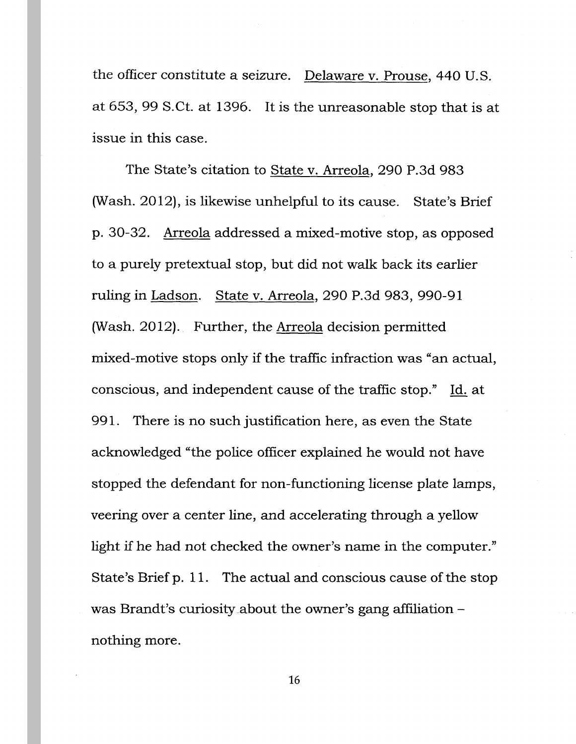the officer constitute a seizure. Delaware v. Prouse, 440 U.S. at 653, 99 S.Ct. at 1396. It is the unreasonable stop that is at issue in this case.

The State's citation to State v. Arreola, 290 P.3d 983 (Wash. 2012), is likewise unhelpful to its cause. State's Brief p. 30-32. Arreola addressed a mixed-motive stop, as opposed to a purely pretextual stop, but did not walk back its earlier ruling in Ladson. State v. Arreola, 290 P.3d 983, 990-91 (Wash. 2012). Further, the Arreola decision permitted mixed-motive stops only if the traffic infraction was "an actual, conscious, and independent cause of the traffic stop." Id. at 991. There is no such justification here, as even the State acknowledged "the police officer explained he would not have stopped the defendant for non-functioning license plate lamps, veering over a center line, and accelerating through a yellow light if he had not checked the owner's name in the computer." State's Brief p. 11. The actual and conscious cause of the stop was Brandt's curiosity about the owner's gang affiliation – nothing more.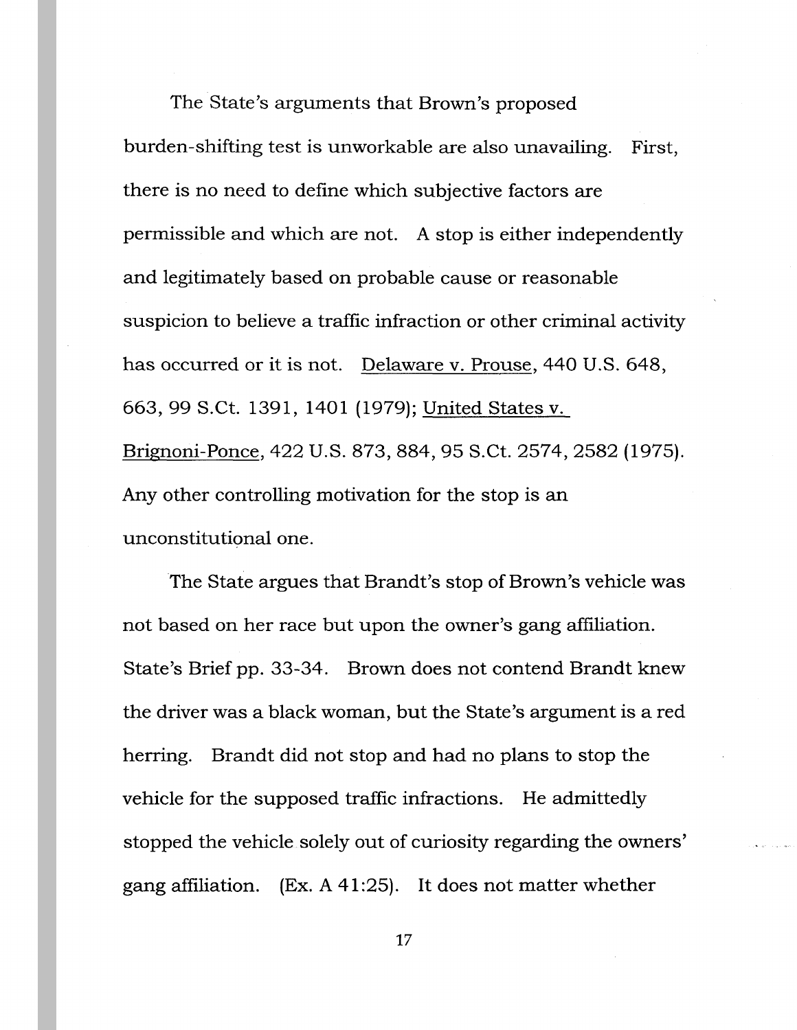The State's arguments that Brown's proposed burden-shifting test is unworkable are also unavailing. First, there is no need to define which subjective factors are permissible and which are not. A stop is either independently and legitimately based on probable cause or reasonable suspicion to believe a traffic infraction or other criminal activity has occurred or it is not. Delaware v. Prouse, 440 U.S. 648, 663, 99 S.Ct. 1391, 1401 (1979); United States v. Brignoni-Ponce, 422 U.S. 873, 884, 95 S.Ct. 2574, 2582 (1975). Any other controlling motivation for the stop is an unconstitutional one.

The State argues that Brandt's stop of Brown's vehicle was not based on her race but upon the owner's gang affiliation. State's Brief pp. 33-34. Brown does not contend Brandt knew the driver was a black woman, but the State's argument is a red herring. Brandt did not stop and had no plans to stop the vehicle for the supposed traffic infractions. He admittedly stopped the vehicle solely out of curiosity regarding the owners' gang affiliation. (Ex. A 41:25). It does not matter whether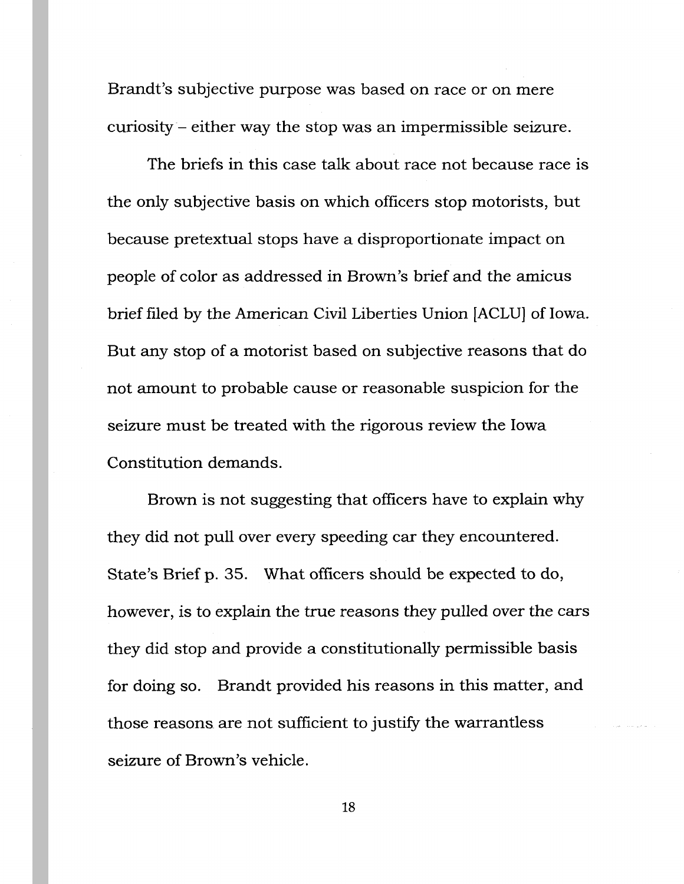Brandt's subjective purpose was based on race or on mere curiosity – either way the stop was an impermissible seizure.

The briefs in this case talk about race not because race is the only subjective basis on which officers stop motorists, but because pretextual stops have a disproportionate impact on people of color as addressed in Brown's brief and the amicus brief filed by the American Civil Liberties Union [ACLU] of Iowa. But any stop of a motorist based on subjective reasons that do not amount to probable cause or reasonable suspicion for the seizure must be treated with the rigorous review the Iowa Constitution demands.

Brown is not suggesting that officers have to explain why they did not pull over every speeding car they encountered. State's Brief p. 35. What officers should be expected to do, however, is to explain the true reasons they pulled over the cars they did stop and provide a constitutionally permissible basis for doing so. Brandt provided his reasons in this matter, and those reasons are not sufficient to justify the warrantless seizure of Brown's vehicle.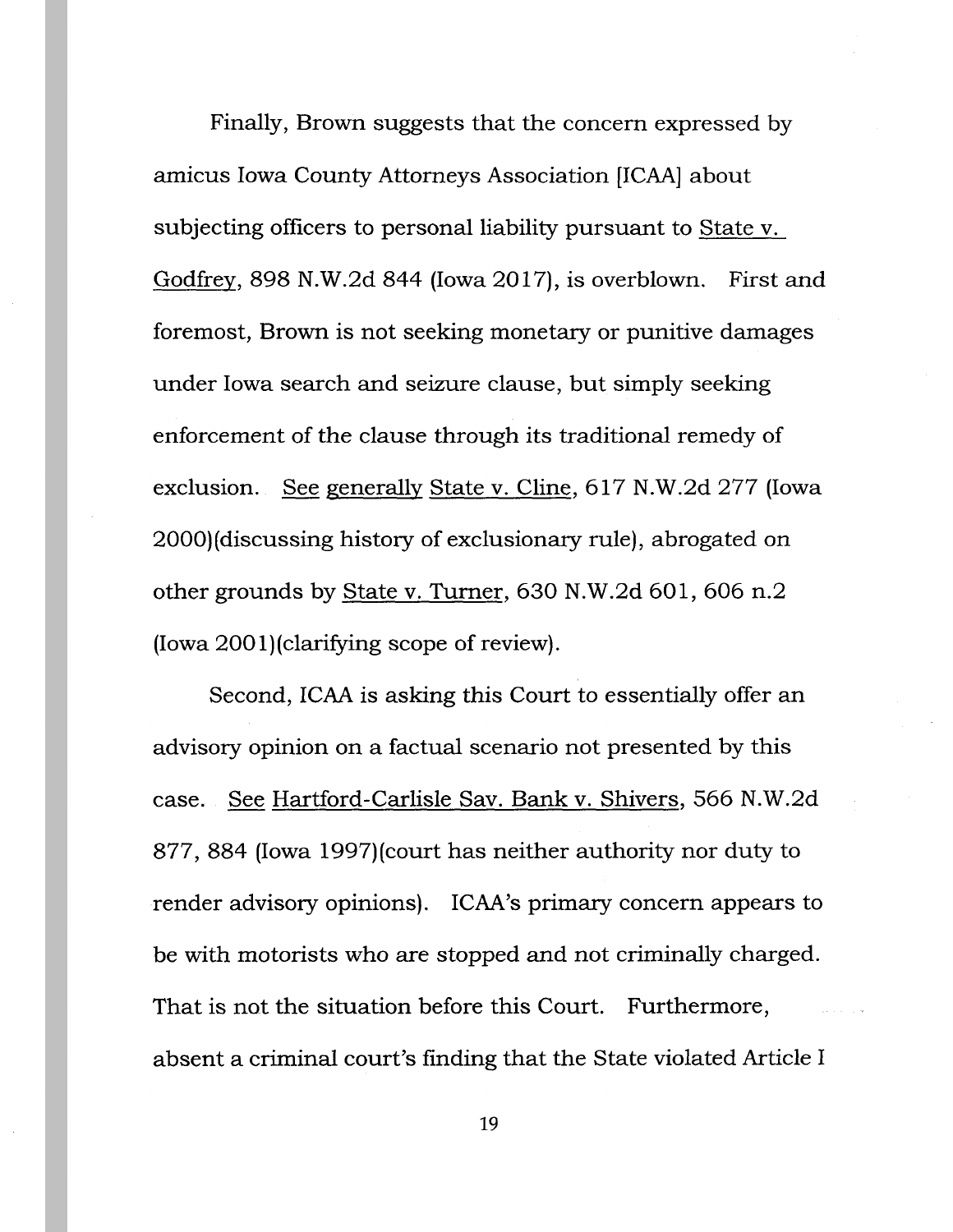Finally, Brown suggests that the concern expressed by amicus Iowa County Attorneys Association [ICAA] about subjecting officers to personal liability pursuant to State v. Godfrey, 898 N.W.2d 844 (Iowa 2017), is overblown. First and foremost, Brown is not seeking monetary or punitive damages under Iowa search and seizure clause, but simply seeking enforcement of the clause through its traditional remedy of exclusion. See generally State v. Cline, 617 N.W.2d 277 (Iowa 2000)(discussing history of exclusionary rule), abrogated on other grounds by State v. Turner, 630 N.W.2d 601, 606 n.2 (Iowa 2001)(clarifying scope of review).

Second, ICAA is asking this Court to essentially offer an advisory opinion on a factual scenario not presented by this case. See Hartford-Carlisle Sav. Bank v. Shivers, 566 N.W.2d 877, 884 (Iowa 1997)(court has neither authority nor duty to render advisory opinions). ICAA's primary concern appears to be with motorists who are stopped and not criminally charged. That is not the situation before this Court. Furthermore, absent a criminal court's finding that the State violated Article I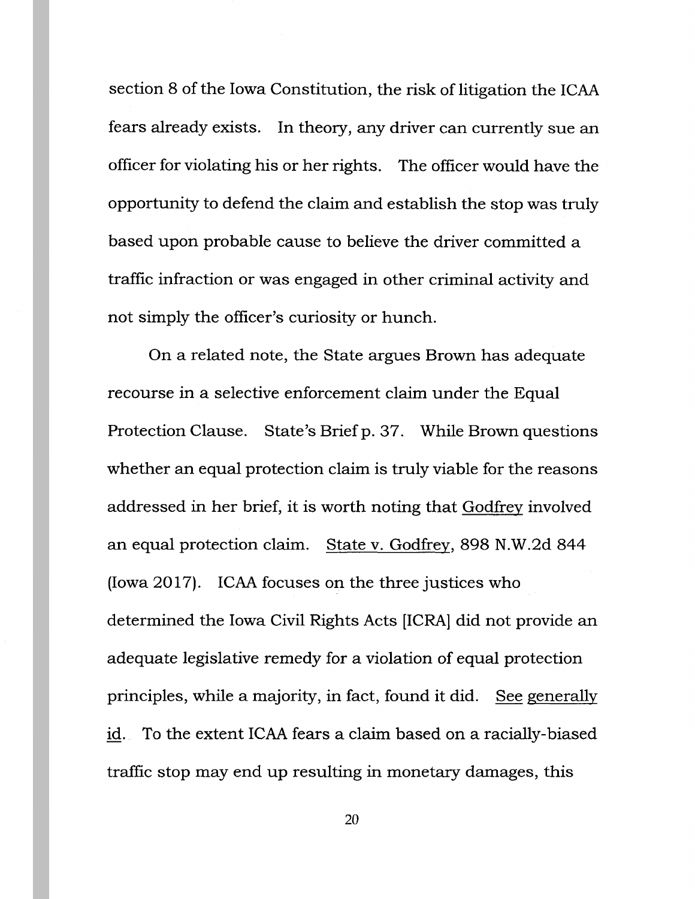section 8 of the Iowa Constitution, the risk of litigation the ICAA fears already exists. In theory, any driver can currently sue an officer for violating his or her rights. The officer would have the opportunity to defend the claim and establish the stop was truly based upon probable cause to believe the driver committed a traffic infraction or was engaged in other criminal activity and not simply the officer's curiosity or hunch.

On a related note, the State argues Brown has adequate recourse in a selective enforcement claim under the Equal Protection Clause. State's Brief p. 37. While Brown questions whether an equal protection claim is truly viable for the reasons addressed in her brief, it is worth noting that Godfrey involved an equal protection claim. State v. Godfrey, 898 N.W.2d 844 (Iowa 2017). ICAA focuses on the three justices who determined the Iowa Civil Rights Acts [ICRA] did not provide an adequate legislative remedy for a violation of equal protection principles, while a majority, in fact, found it did. See generally id. To the extent ICAA fears a claim based on a racially-biased traffic stop may end up resulting in monetary damages, this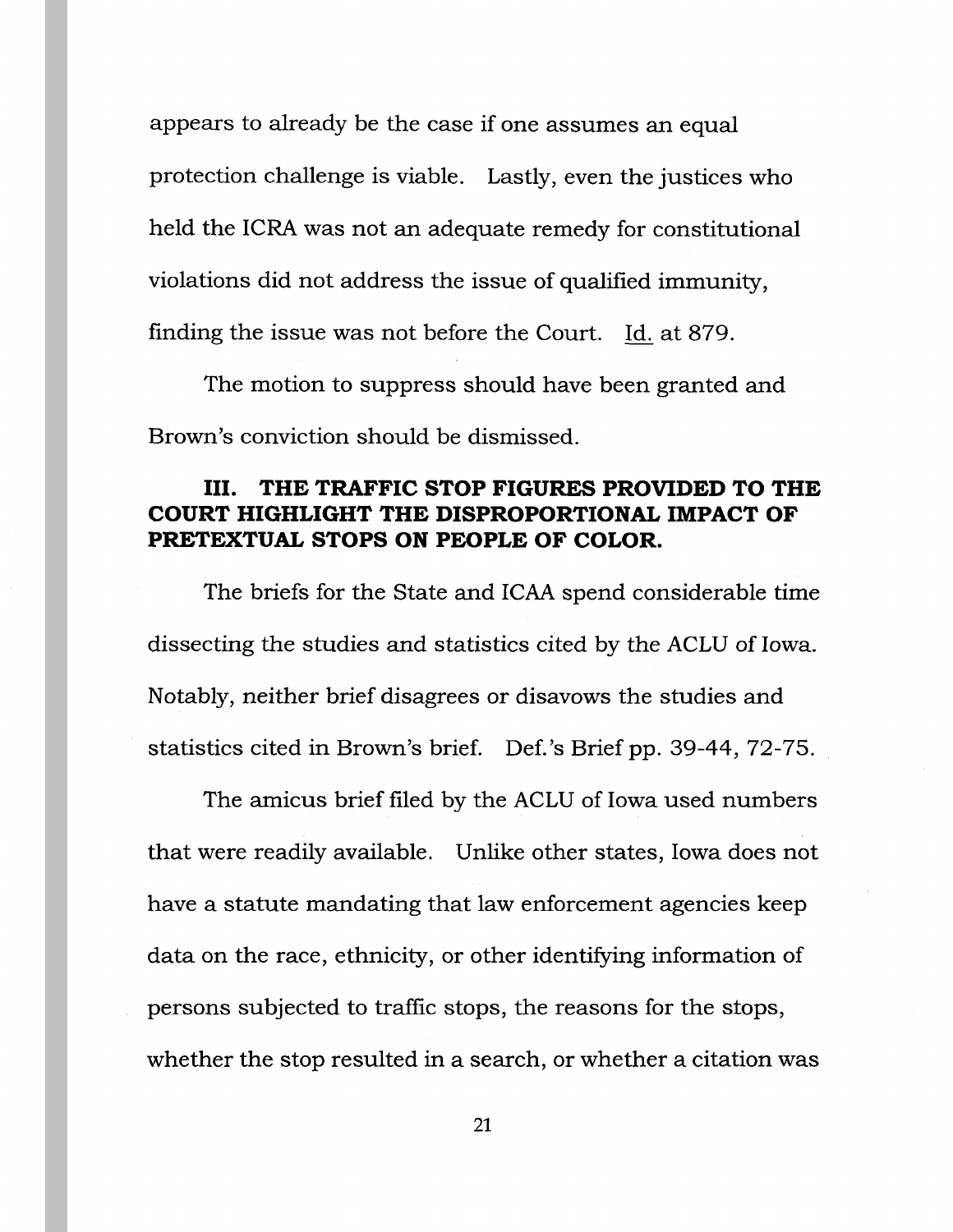appears to already be the case if one assumes an equal protection challenge is viable. Lastly, even the justices who held the ICRA was not an adequate remedy for constitutional violations did not address the issue of qualified immunity, finding the issue was not before the Court. Id. at 879.

The motion to suppress should have been granted and Brown's conviction should be dismissed.

## III. THE TRAFFIC STOP FIGURES PROVIDED TO THE COURT HIGHLIGHT THE DISPROPORTIONAL IMPACT OF PRETEXTUAL STOPS ON PEOPLE OF COLOR.

The briefs for the State and ICAA spend considerable time dissecting the studies and statistics cited by the ACLU of Iowa. Notably, neither brief disagrees or disavows the studies and statistics cited in Brown's brief. Def.'s Brief pp. 39-44, 72-75.

The amicus brief filed by the ACLU of Iowa used numbers that were readily available. Unlike other states, Iowa does not have a statute mandating that law enforcement agencies keep data on the race, ethnicity, or other identifying information of persons subjected to traffic stops, the reasons for the stops, whether the stop resulted in a search, or whether a citation was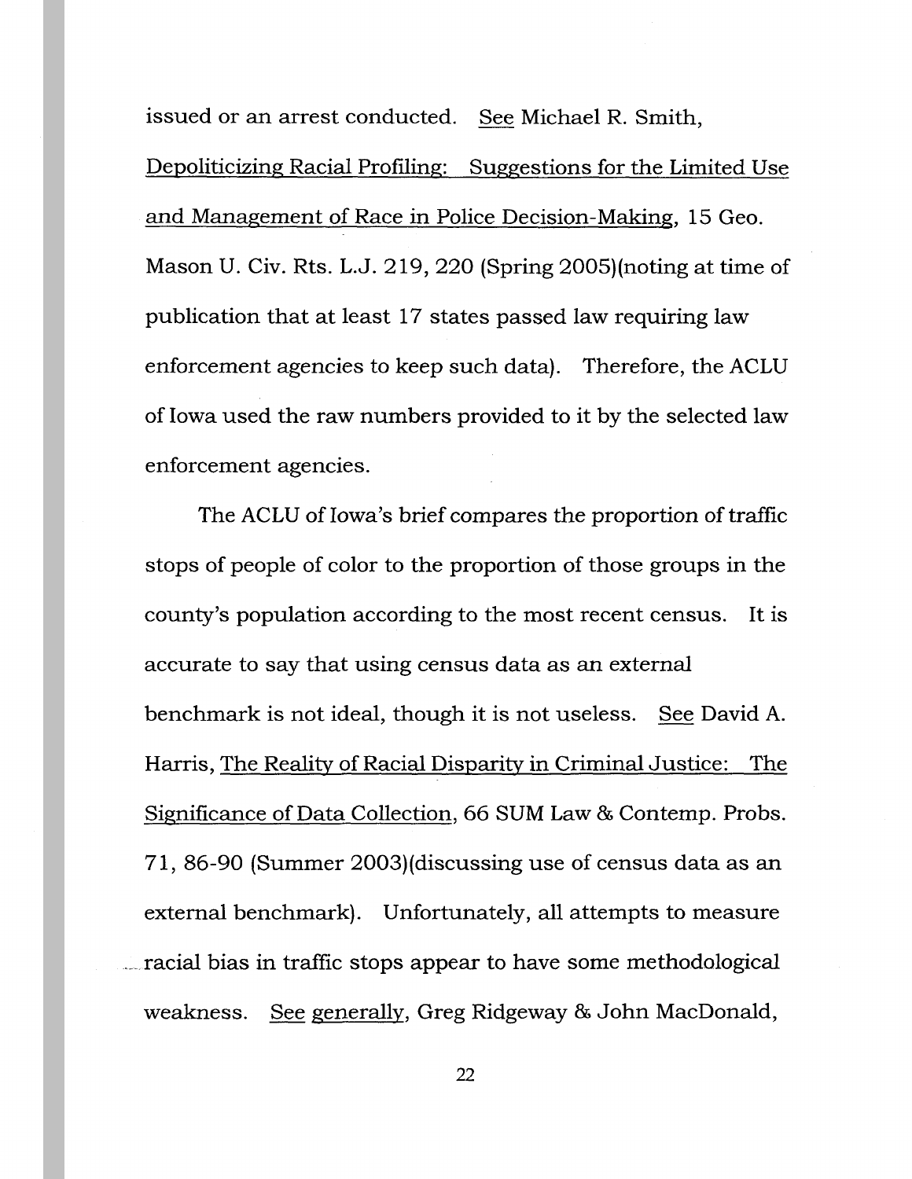issued or an arrest conducted. See Michael R. Smith, Depoliticizing Racial Profiling: Suggestions for the Limited Use and Management of Race in Police Decision-Making, 15 Geo. Mason U. Civ. Rts. L.J. 219, 220 (Spring 2005)(noting at time of publication that at least 17 states passed law requiring law enforcement agencies to keep such data). Therefore, the ACLU of Iowa used the raw numbers provided to it by the selected law enforcement agencies.

The ACLU of Iowa's brief compares the proportion of traffic stops of people of color to the proportion of those groups in the county's population according to the most recent census. It is accurate to say that using census data as an external benchmark is not ideal, though it is not useless. See David A. Harris, The Reality of Racial Disparity in Criminal Justice: The Significance of Data Collection, 66 SUM Law & Contemp. Probs. 71, 86-90 (Summer 2003)(discussing use of census data as an external benchmark). Unfortunately, all attempts to measure racial bias in traffic stops appear to have some methodological weakness. See generally, Greg Ridgeway & John MacDonald,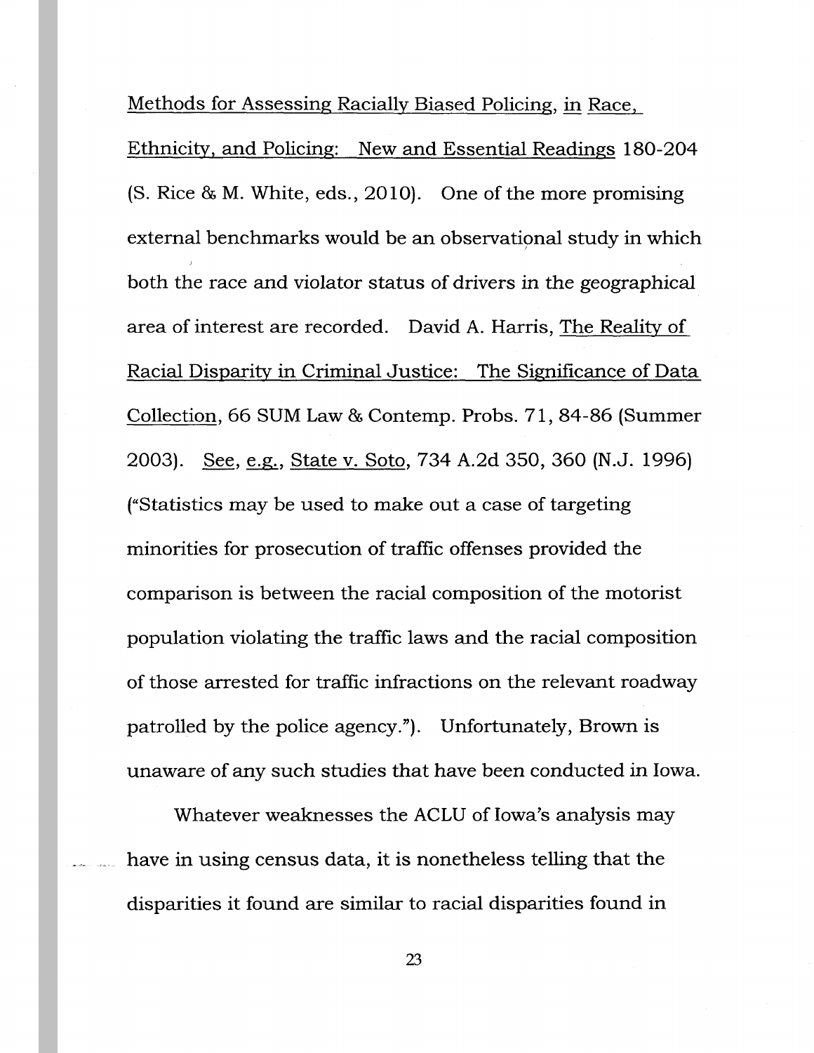Methods for Assessing Racially Biased Policing, in Race, Ethnicity, and Policing: New and Essential Readings 180-204 (S. Rice & M. White, eds., 2010). One of the more promising external benchmarks would be an observational study in which both the race and violator status of drivers in the geographical area of interest are recorded. David A. Harris, The Reality of Racial Disparity in Criminal Justice: The Significance of Data Collection, 66 SUM Law & Contemp. Probs. 71, 84-86 (Summer 2003). See, e.g., State v. Soto, 734 A.2d 350, 360 (N.J. 1996) ("Statistics may be used to make out a case of targeting minorities for prosecution of traffic offenses provided the comparison is between the racial composition of the motorist population violating the traffic laws and the racial composition of those arrested for traffic infractions on the relevant roadway patrolled by the police agency."). Unfortunately, Brown is unaware of any such studies that have been conducted in Iowa.

Whatever weaknesses the ACLU of Iowa's analysis may have in using census data, it is nonetheless telling that the disparities it found are similar to racial disparities found in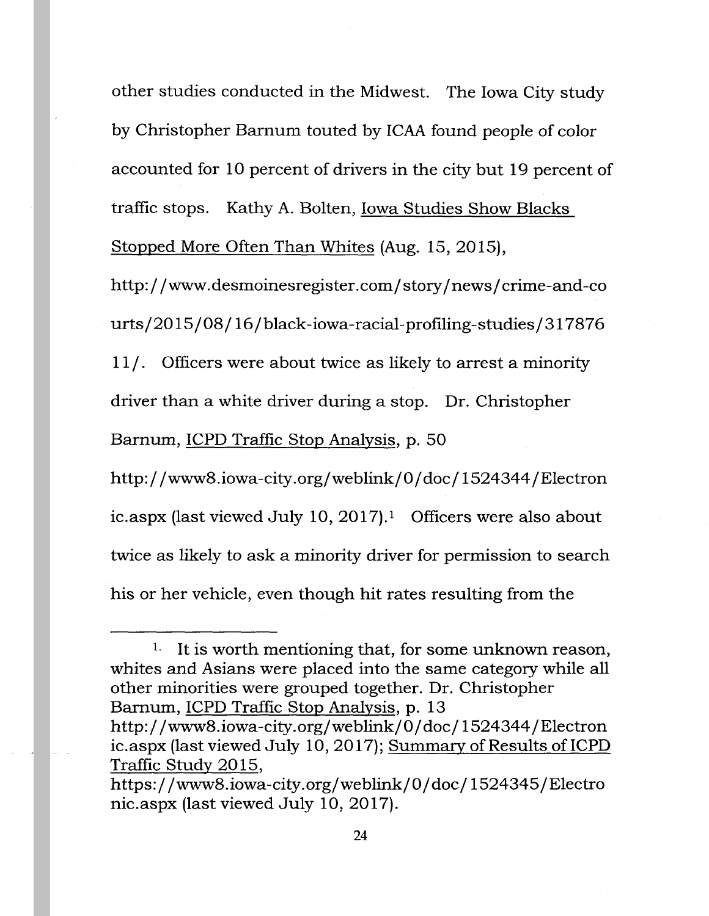other studies conducted in the Midwest. The Iowa City study by Christopher Barnum touted by ICAA found people of color accounted for 10 percent of drivers in the city but 19 percent of traffic stops. Kathy A. Bolten, Iowa Studies Show Blacks Stopped More Often Than Whites (Aug. 15, 2015), http://www.desmoinesregister.com/story/news/crime-and-courts/2015/08/16/black-iowa-racial-profiling-studies/31787611/. Officers were about twice as likely to arrest a minority driver than a white driver during a stop. Dr. Christopher Barnum, ICPD Traffic Stop Analysis, p. 50 http://www8.iowa-city.org/weblink/0/doc/1524344/Electronic.aspx (last viewed July 10, 2017).[1] Officers were also about twice as likely to ask a minority driver for permission to search his or her vehicle, even though hit rates resulting from the

---

[1]. It is worth mentioning that, for some unknown reason, whites and Asians were placed into the same category while all other minorities were grouped together. Dr. Christopher Barnum, ICPD Traffic Stop Analysis, p. 13 http://www8.iowa-city.org/weblink/0/doc/1524344/Electronic.aspx (last viewed July 10, 2017); Summary of Results of ICPD Traffic Study 2015, https://www8.iowa-city.org/weblink/0/doc/1524345/Electronic.aspx (last viewed July 10, 2017).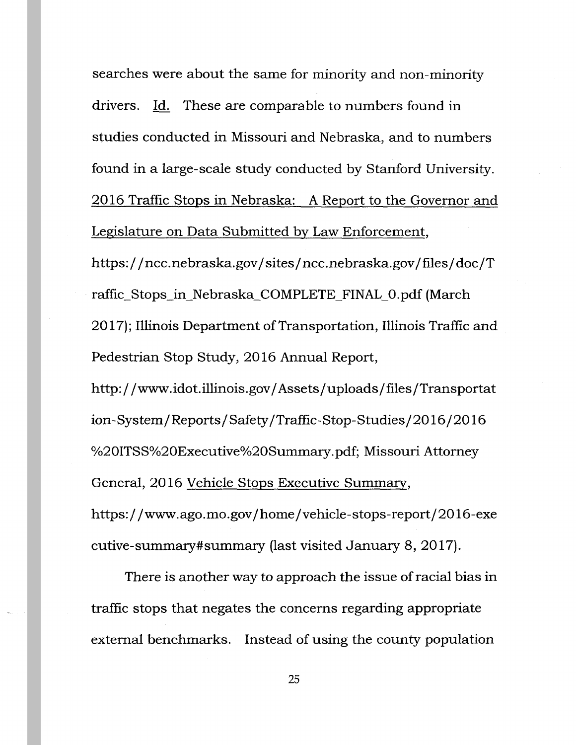searches were about the same for minority and non-minority drivers. Id. These are comparable to numbers found in studies conducted in Missouri and Nebraska, and to numbers found in a large-scale study conducted by Stanford University. 2016 Traffic Stops in Nebraska: A Report to the Governor and Legislature on Data Submitted by Law Enforcement, https://ncc.nebraska.gov/sites/ncc.nebraska.gov/files/doc/Traffic_Stops_in_Nebraska_COMPLETE_FINAL_0.pdf (March 2017); Illinois Department of Transportation, Illinois Traffic and Pedestrian Stop Study, 2016 Annual Report, http://www.idot.illinois.gov/Assets/uploads/files/Transportation-System/Reports/Safety/Traffic-Stop-Studies/2016/2016%20ITSS%20Executive%20Summary.pdf; Missouri Attorney General, 2016 Vehicle Stops Executive Summary, https://www.ago.mo.gov/home/vehicle-stops-report/2016-executive-summary#summary (last visited January 8, 2017).

There is another way to approach the issue of racial bias in traffic stops that negates the concerns regarding appropriate external benchmarks. Instead of using the county population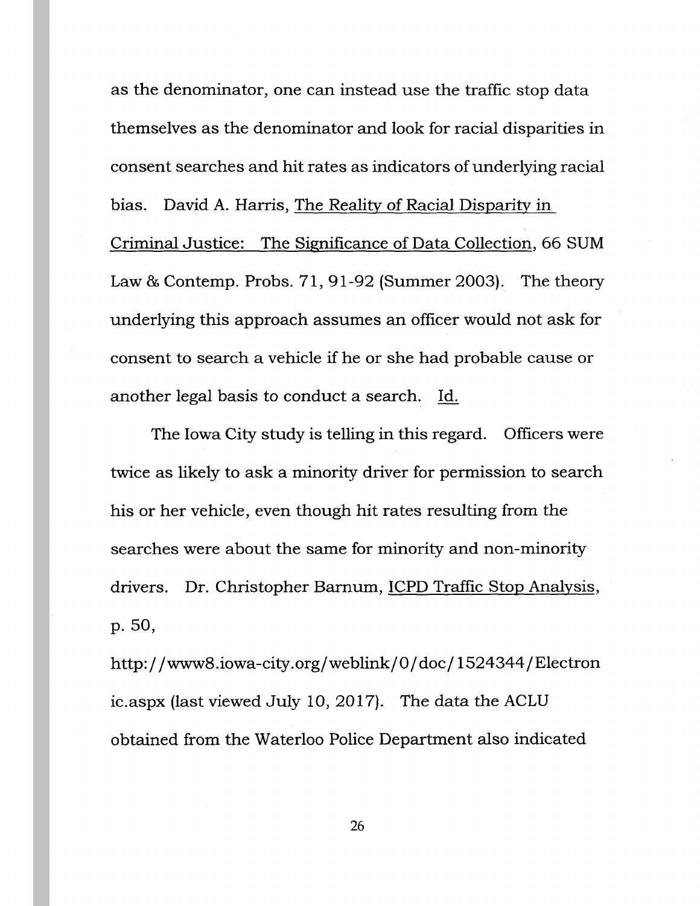as the denominator, one can instead use the traffic stop data themselves as the denominator and look for racial disparities in consent searches and hit rates as indicators of underlying racial bias. David A. Harris, The Reality of Racial Disparity in Criminal Justice: The Significance of Data Collection, 66 SUM Law & Contemp. Probs. 71, 91-92 (Summer 2003). The theory underlying this approach assumes an officer would not ask for consent to search a vehicle if he or she had probable cause or another legal basis to conduct a search. Id.

The Iowa City study is telling in this regard. Officers were twice as likely to ask a minority driver for permission to search his or her vehicle, even though hit rates resulting from the searches were about the same for minority and non-minority drivers. Dr. Christopher Barnum, ICPD Traffic Stop Analysis, p. 50, http://www8.iowa-city.org/weblink/0/doc/1524344/Electronic.aspx (last viewed July 10, 2017). The data the ACLU obtained from the Waterloo Police Department also indicated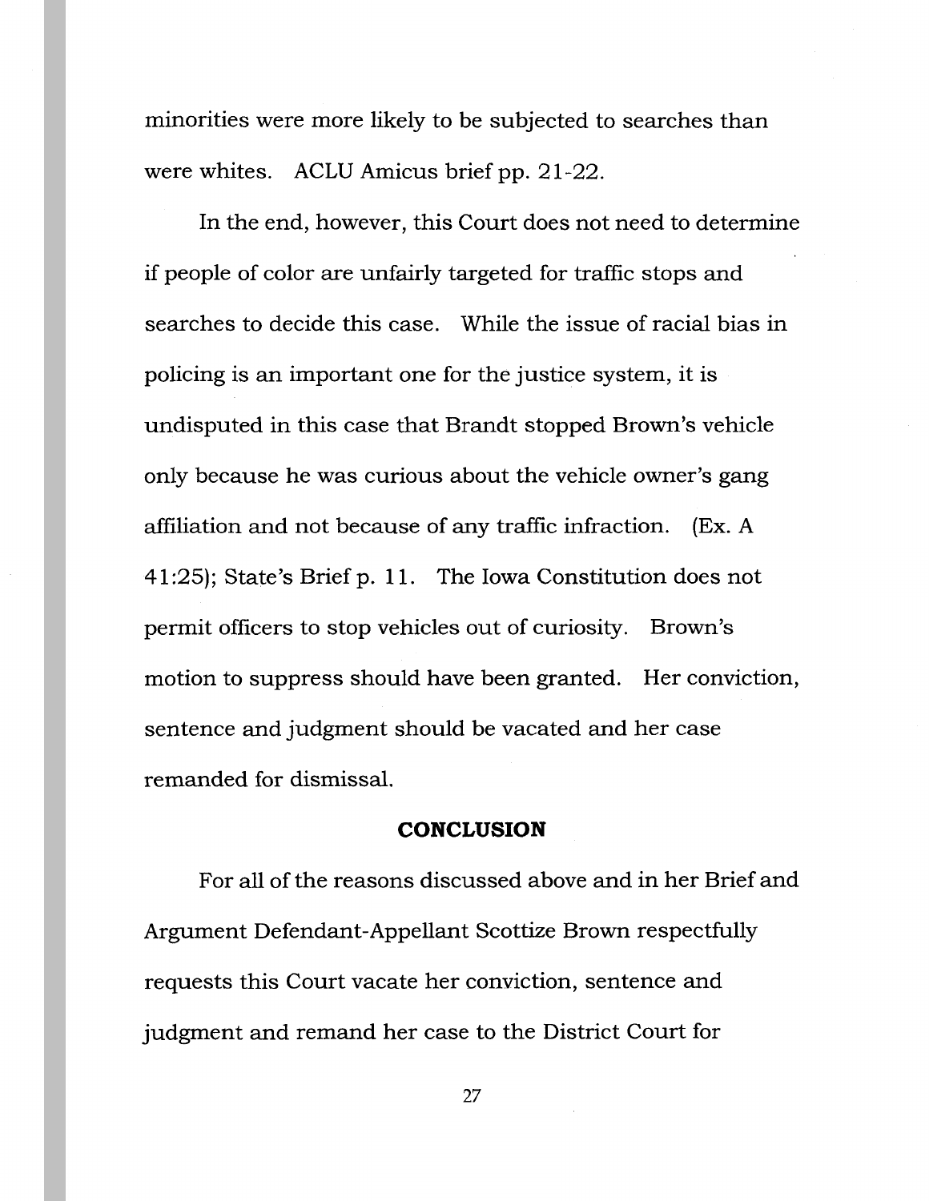minorities were more likely to be subjected to searches than were whites. ACLU Amicus brief pp. 21-22.

In the end, however, this Court does not need to determine if people of color are unfairly targeted for traffic stops and searches to decide this case. While the issue of racial bias in policing is an important one for the justice system, it is undisputed in this case that Brandt stopped Brown's vehicle only because he was curious about the vehicle owner's gang affiliation and not because of any traffic infraction. (Ex. A 41:25); State's Brief p. 11. The Iowa Constitution does not permit officers to stop vehicles out of curiosity. Brown's motion to suppress should have been granted. Her conviction, sentence and judgment should be vacated and her case remanded for dismissal.

## CONCLUSION

For all of the reasons discussed above and in her Brief and Argument Defendant-Appellant Scottize Brown respectfully requests this Court vacate her conviction, sentence and judgment and remand her case to the District Court for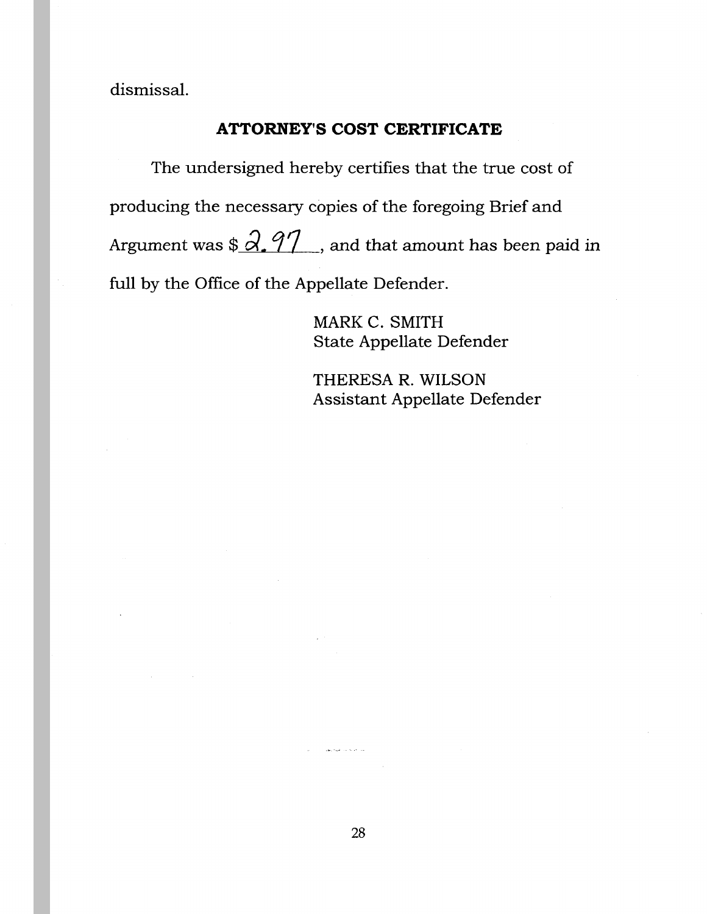dismissal.

## ATTORNEY'S COST CERTIFICATE

The undersigned hereby certifies that the true cost of producing the necessary copies of the foregoing Brief and Argument was $2.97, and that amount has been paid in full by the Office of the Appellate Defender.

MARK C. SMITH
State Appellate Defender

THERESA R. WILSON
Assistant Appellate Defender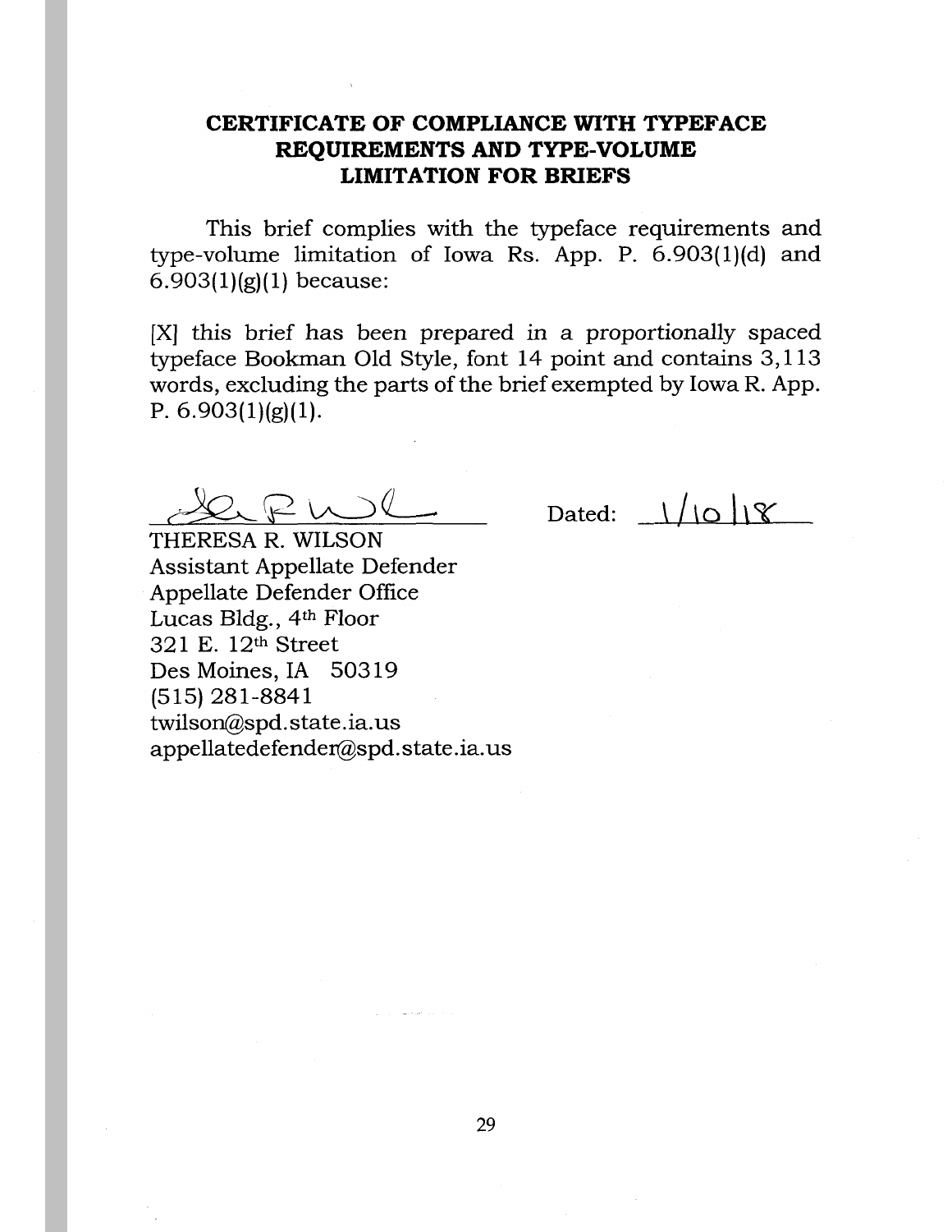**CERTIFICATE OF COMPLIANCE WITH TYPEFACE REQUIREMENTS AND TYPE-VOLUME LIMITATION FOR BRIEFS**

This brief complies with the typeface requirements and type-volume limitation of Iowa Rs. App. P. 6.903(1)(d) and 6.903(1)(g)(1) because:

[X] this brief has been prepared in a proportionally spaced typeface Bookman Old Style, font 14 point and contains 3,113 words, excluding the parts of the brief exempted by Iowa R. App. P. 6.903(1)(g)(1).

THERESA R. WILSON
Assistant Appellate Defender
Appellate Defender Office
Lucas Bldg., 4th Floor
321 E. 12th Street
Des Moines, IA 50319
(515) 281-8841
twilson@spd.state.ia.us
appellatedefender@spd.state.ia.us

Dated: 1/10/18